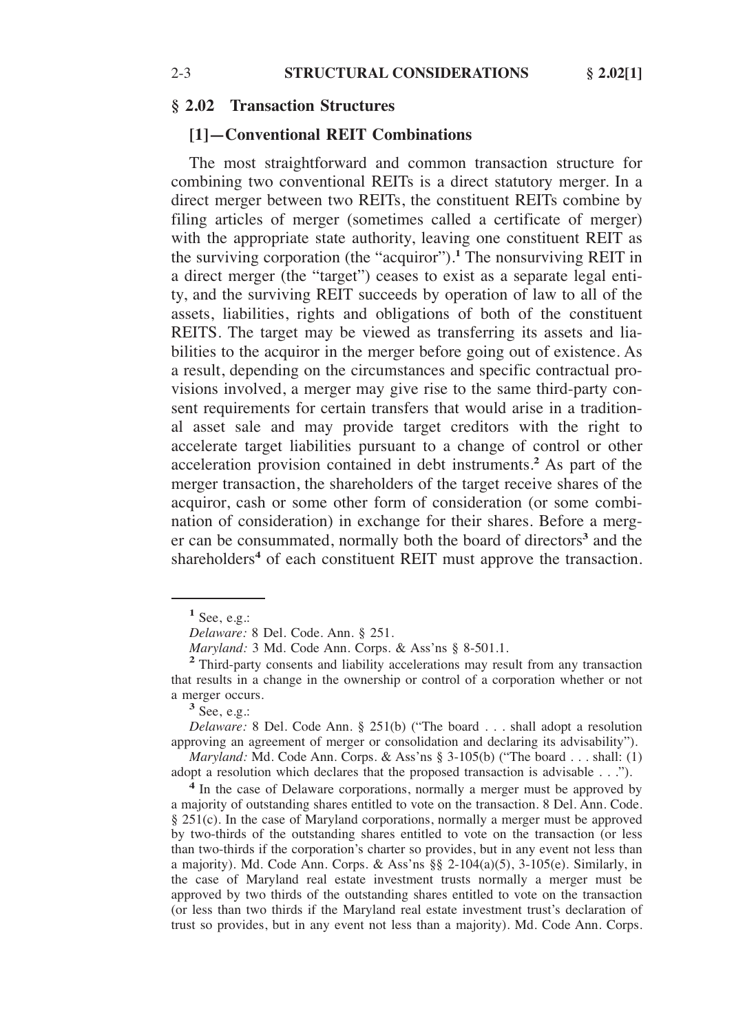## § 2.02 Transaction Structures

### [1]—Conventional REIT Combinations

The most straightforward and common transaction structure for combining two conventional REITs is a direct statutory merger. In a direct merger between two REITs, the constituent REITs combine by filing articles of merger (sometimes called a certificate of merger) with the appropriate state authority, leaving one constituent REIT as the surviving corporation (the "acquiror").[1] The nonsurviving REIT in a direct merger (the "target") ceases to exist as a separate legal entity, and the surviving REIT succeeds by operation of law to all of the assets, liabilities, rights and obligations of both of the constituent REITS. The target may be viewed as transferring its assets and liabilities to the acquiror in the merger before going out of existence. As a result, depending on the circumstances and specific contractual provisions involved, a merger may give rise to the same third-party consent requirements for certain transfers that would arise in a traditional asset sale and may provide target creditors with the right to accelerate target liabilities pursuant to a change of control or other acceleration provision contained in debt instruments.[2] As part of the merger transaction, the shareholders of the target receive shares of the acquiror, cash or some other form of consideration (or some combination of consideration) in exchange for their shares. Before a merger can be consummated, normally both the board of directors[3] and the shareholders[4] of each constituent REIT must approve the transaction.

---

[1] See, e.g.:

*Delaware:* 8 Del. Code. Ann. § 251.

*Maryland:* 3 Md. Code Ann. Corps. & Ass'ns § 8-501.1.

[2] Third-party consents and liability accelerations may result from any transaction that results in a change in the ownership or control of a corporation whether or not a merger occurs.

[3] See, e.g.:

*Delaware:* 8 Del. Code Ann. § 251(b) ("The board . . . shall adopt a resolution approving an agreement of merger or consolidation and declaring its advisability").

*Maryland:* Md. Code Ann. Corps. & Ass'ns § 3-105(b) ("The board . . . shall: (1) adopt a resolution which declares that the proposed transaction is advisable . . .").

[4] In the case of Delaware corporations, normally a merger must be approved by a majority of outstanding shares entitled to vote on the transaction. 8 Del. Ann. Code. § 251(c). In the case of Maryland corporations, normally a merger must be approved by two-thirds of the outstanding shares entitled to vote on the transaction (or less than two-thirds if the corporation's charter so provides, but in any event not less than a majority). Md. Code Ann. Corps. & Ass'ns §§ 2-104(a)(5), 3-105(e). Similarly, in the case of Maryland real estate investment trusts normally a merger must be approved by two thirds of the outstanding shares entitled to vote on the transaction (or less than two thirds if the Maryland real estate investment trust's declaration of trust so provides, but in any event not less than a majority). Md. Code Ann. Corps.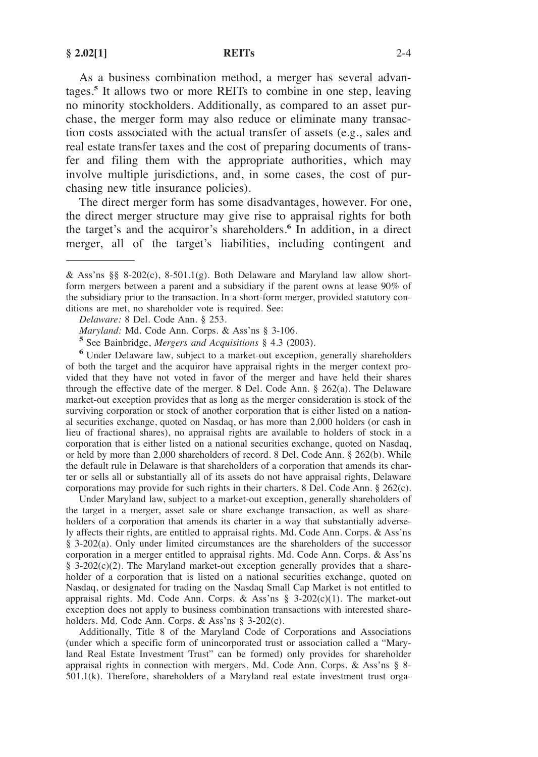As a business combination method, a merger has several advantages.[5] It allows two or more REITs to combine in one step, leaving no minority stockholders. Additionally, as compared to an asset purchase, the merger form may also reduce or eliminate many transaction costs associated with the actual transfer of assets (e.g., sales and real estate transfer taxes and the cost of preparing documents of transfer and filing them with the appropriate authorities, which may involve multiple jurisdictions, and, in some cases, the cost of purchasing new title insurance policies).

The direct merger form has some disadvantages, however. For one, the direct merger structure may give rise to appraisal rights for both the target's and the acquiror's shareholders.[6] In addition, in a direct merger, all of the target's liabilities, including contingent and

---

& Ass'ns §§ 8-202(c), 8-501.1(g). Both Delaware and Maryland law allow short-form mergers between a parent and a subsidiary if the parent owns at lease 90% of the subsidiary prior to the transaction. In a short-form merger, provided statutory conditions are met, no shareholder vote is required. See:

*Delaware:* 8 Del. Code Ann. § 253.

*Maryland:* Md. Code Ann. Corps. & Ass'ns § 3-106.

[5] See Bainbridge, *Mergers and Acquisitions* § 4.3 (2003).

[6] Under Delaware law, subject to a market-out exception, generally shareholders of both the target and the acquiror have appraisal rights in the merger context provided that they have not voted in favor of the merger and have held their shares through the effective date of the merger. 8 Del. Code Ann. § 262(a). The Delaware market-out exception provides that as long as the merger consideration is stock of the surviving corporation or stock of another corporation that is either listed on a national securities exchange, quoted on Nasdaq, or has more than 2,000 holders (or cash in lieu of fractional shares), no appraisal rights are available to holders of stock in a corporation that is either listed on a national securities exchange, quoted on Nasdaq, or held by more than 2,000 shareholders of record. 8 Del. Code Ann. § 262(b). While the default rule in Delaware is that shareholders of a corporation that amends its charter or sells all or substantially all of its assets do not have appraisal rights, Delaware corporations may provide for such rights in their charters. 8 Del. Code Ann. § 262(c).

Under Maryland law, subject to a market-out exception, generally shareholders of the target in a merger, asset sale or share exchange transaction, as well as shareholders of a corporation that amends its charter in a way that substantially adversely affects their rights, are entitled to appraisal rights. Md. Code Ann. Corps. & Ass'ns § 3-202(a). Only under limited circumstances are the shareholders of the successor corporation in a merger entitled to appraisal rights. Md. Code Ann. Corps. & Ass'ns § 3-202(c)(2). The Maryland market-out exception generally provides that a shareholder of a corporation that is listed on a national securities exchange, quoted on Nasdaq, or designated for trading on the Nasdaq Small Cap Market is not entitled to appraisal rights. Md. Code Ann. Corps. & Ass'ns § 3-202(c)(1). The market-out exception does not apply to business combination transactions with interested shareholders. Md. Code Ann. Corps. & Ass'ns § 3-202(c).

Additionally, Title 8 of the Maryland Code of Corporations and Associations (under which a specific form of unincorporated trust or association called a "Maryland Real Estate Investment Trust" can be formed) only provides for shareholder appraisal rights in connection with mergers. Md. Code Ann. Corps. & Ass'ns § 8-501.1(k). Therefore, shareholders of a Maryland real estate investment trust orga-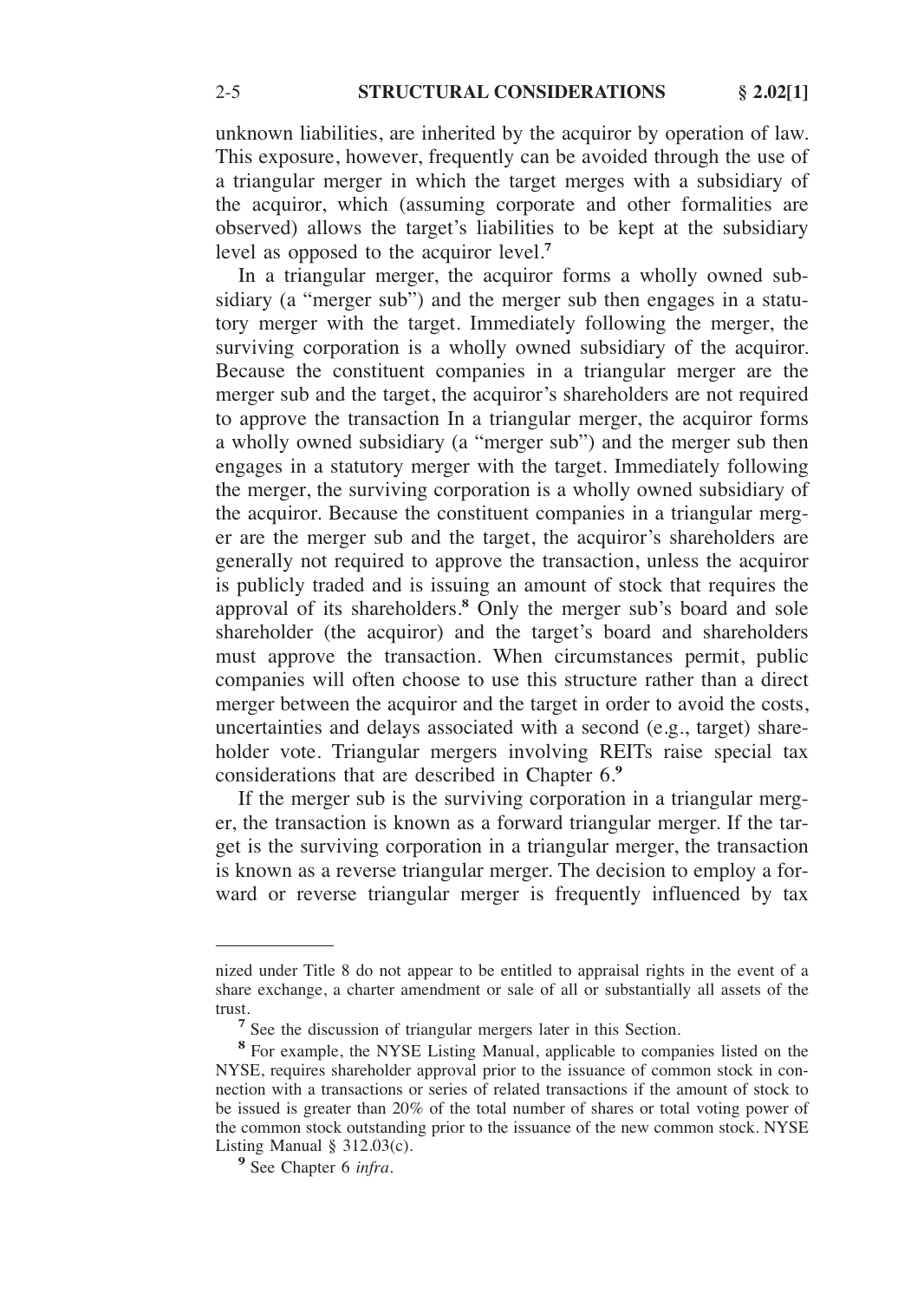unknown liabilities, are inherited by the acquiror by operation of law. This exposure, however, frequently can be avoided through the use of a triangular merger in which the target merges with a subsidiary of the acquiror, which (assuming corporate and other formalities are observed) allows the target's liabilities to be kept at the subsidiary level as opposed to the acquiror level.[7]

In a triangular merger, the acquiror forms a wholly owned subsidiary (a "merger sub") and the merger sub then engages in a statutory merger with the target. Immediately following the merger, the surviving corporation is a wholly owned subsidiary of the acquiror. Because the constituent companies in a triangular merger are the merger sub and the target, the acquiror's shareholders are not required to approve the transaction In a triangular merger, the acquiror forms a wholly owned subsidiary (a "merger sub") and the merger sub then engages in a statutory merger with the target. Immediately following the merger, the surviving corporation is a wholly owned subsidiary of the acquiror. Because the constituent companies in a triangular merger are the merger sub and the target, the acquiror's shareholders are generally not required to approve the transaction, unless the acquiror is publicly traded and is issuing an amount of stock that requires the approval of its shareholders.[8] Only the merger sub's board and sole shareholder (the acquiror) and the target's board and shareholders must approve the transaction. When circumstances permit, public companies will often choose to use this structure rather than a direct merger between the acquiror and the target in order to avoid the costs, uncertainties and delays associated with a second (e.g., target) shareholder vote. Triangular mergers involving REITs raise special tax considerations that are described in Chapter 6.[9]

If the merger sub is the surviving corporation in a triangular merger, the transaction is known as a forward triangular merger. If the target is the surviving corporation in a triangular merger, the transaction is known as a reverse triangular merger. The decision to employ a forward or reverse triangular merger is frequently influenced by tax

---

nized under Title 8 do not appear to be entitled to appraisal rights in the event of a share exchange, a charter amendment or sale of all or substantially all assets of the trust.

[7] See the discussion of triangular mergers later in this Section.

[8] For example, the NYSE Listing Manual, applicable to companies listed on the NYSE, requires shareholder approval prior to the issuance of common stock in connection with a transactions or series of related transactions if the amount of stock to be issued is greater than 20% of the total number of shares or total voting power of the common stock outstanding prior to the issuance of the new common stock. NYSE Listing Manual § 312.03(c).

[9] See Chapter 6 *infra*.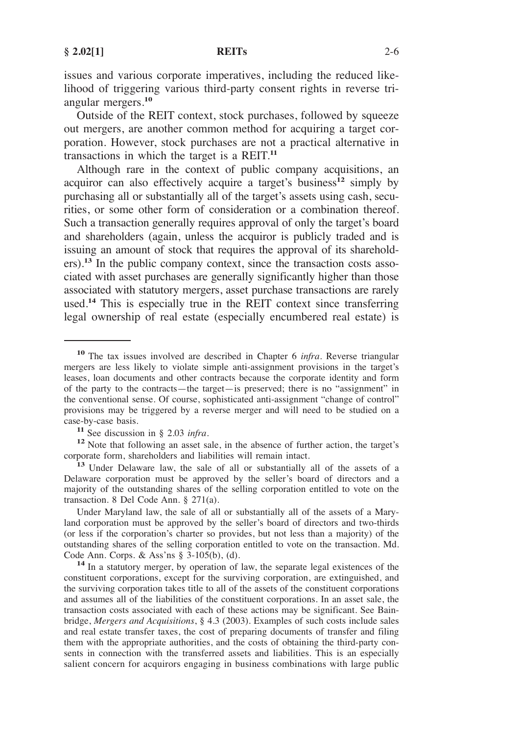issues and various corporate imperatives, including the reduced likelihood of triggering various third-party consent rights in reverse triangular mergers.[10]

Outside of the REIT context, stock purchases, followed by squeeze out mergers, are another common method for acquiring a target corporation. However, stock purchases are not a practical alternative in transactions in which the target is a REIT.[11]

Although rare in the context of public company acquisitions, an acquiror can also effectively acquire a target's business[12] simply by purchasing all or substantially all of the target's assets using cash, securities, or some other form of consideration or a combination thereof. Such a transaction generally requires approval of only the target's board and shareholders (again, unless the acquiror is publicly traded and is issuing an amount of stock that requires the approval of its shareholders).[13] In the public company context, since the transaction costs associated with asset purchases are generally significantly higher than those associated with statutory mergers, asset purchase transactions are rarely used.[14] This is especially true in the REIT context since transferring legal ownership of real estate (especially encumbered real estate) is

---

[10] The tax issues involved are described in Chapter 6 *infra*. Reverse triangular mergers are less likely to violate simple anti-assignment provisions in the target's leases, loan documents and other contracts because the corporate identity and form of the party to the contracts—the target—is preserved; there is no "assignment" in the conventional sense. Of course, sophisticated anti-assignment "change of control" provisions may be triggered by a reverse merger and will need to be studied on a case-by-case basis.

[11] See discussion in § 2.03 *infra*.

[12] Note that following an asset sale, in the absence of further action, the target's corporate form, shareholders and liabilities will remain intact.

[13] Under Delaware law, the sale of all or substantially all of the assets of a Delaware corporation must be approved by the seller's board of directors and a majority of the outstanding shares of the selling corporation entitled to vote on the transaction. 8 Del Code Ann. § 271(a).

Under Maryland law, the sale of all or substantially all of the assets of a Maryland corporation must be approved by the seller's board of directors and two-thirds (or less if the corporation's charter so provides, but not less than a majority) of the outstanding shares of the selling corporation entitled to vote on the transaction. Md. Code Ann. Corps. & Ass'ns § 3-105(b), (d).

[14] In a statutory merger, by operation of law, the separate legal existences of the constituent corporations, except for the surviving corporation, are extinguished, and the surviving corporation takes title to all of the assets of the constituent corporations and assumes all of the liabilities of the constituent corporations. In an asset sale, the transaction costs associated with each of these actions may be significant. See Bainbridge, *Mergers and Acquisitions*, § 4.3 (2003). Examples of such costs include sales and real estate transfer taxes, the cost of preparing documents of transfer and filing them with the appropriate authorities, and the costs of obtaining the third-party consents in connection with the transferred assets and liabilities. This is an especially salient concern for acquirors engaging in business combinations with large public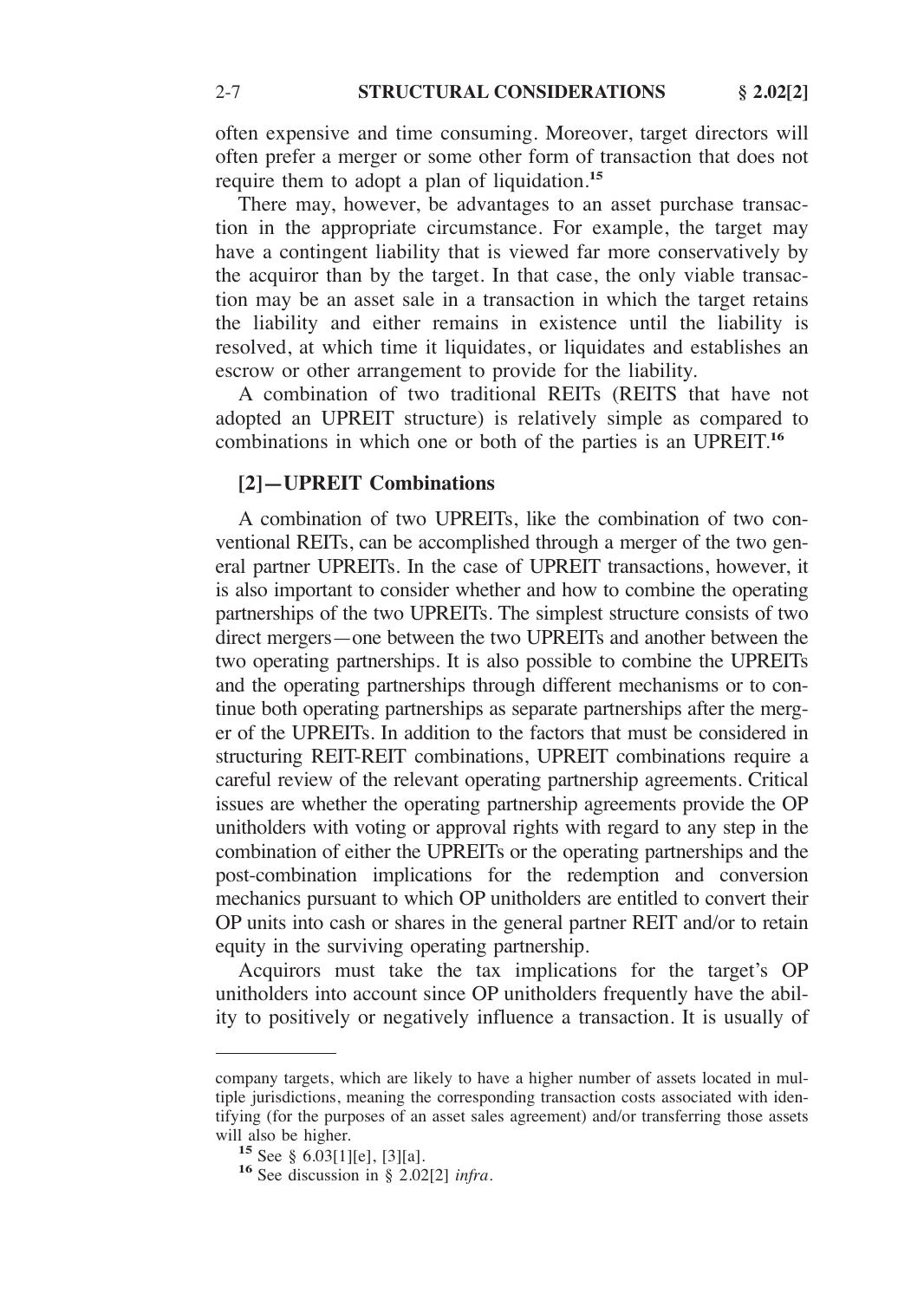often expensive and time consuming. Moreover, target directors will often prefer a merger or some other form of transaction that does not require them to adopt a plan of liquidation.[15]

There may, however, be advantages to an asset purchase transaction in the appropriate circumstance. For example, the target may have a contingent liability that is viewed far more conservatively by the acquiror than by the target. In that case, the only viable transaction may be an asset sale in a transaction in which the target retains the liability and either remains in existence until the liability is resolved, at which time it liquidates, or liquidates and establishes an escrow or other arrangement to provide for the liability.

A combination of two traditional REITs (REITS that have not adopted an UPREIT structure) is relatively simple as compared to combinations in which one or both of the parties is an UPREIT.[16]

### [2]—UPREIT Combinations

A combination of two UPREITs, like the combination of two conventional REITs, can be accomplished through a merger of the two general partner UPREITs. In the case of UPREIT transactions, however, it is also important to consider whether and how to combine the operating partnerships of the two UPREITs. The simplest structure consists of two direct mergers—one between the two UPREITs and another between the two operating partnerships. It is also possible to combine the UPREITs and the operating partnerships through different mechanisms or to continue both operating partnerships as separate partnerships after the merger of the UPREITs. In addition to the factors that must be considered in structuring REIT-REIT combinations, UPREIT combinations require a careful review of the relevant operating partnership agreements. Critical issues are whether the operating partnership agreements provide the OP unitholders with voting or approval rights with regard to any step in the combination of either the UPREITs or the operating partnerships and the post-combination implications for the redemption and conversion mechanics pursuant to which OP unitholders are entitled to convert their OP units into cash or shares in the general partner REIT and/or to retain equity in the surviving operating partnership.

Acquirors must take the tax implications for the target's OP unitholders into account since OP unitholders frequently have the ability to positively or negatively influence a transaction. It is usually of

---

company targets, which are likely to have a higher number of assets located in multiple jurisdictions, meaning the corresponding transaction costs associated with identifying (for the purposes of an asset sales agreement) and/or transferring those assets will also be higher.

[15] See § 6.03[1][e], [3][a].

[16] See discussion in § 2.02[2] *infra*.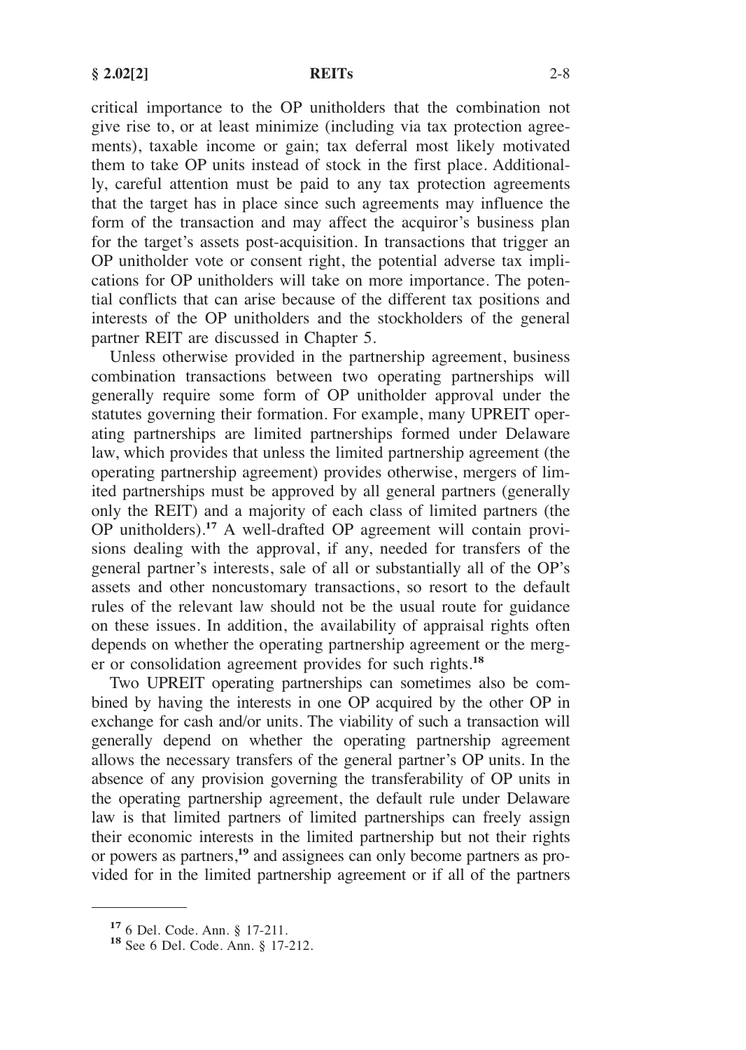critical importance to the OP unitholders that the combination not give rise to, or at least minimize (including via tax protection agreements), taxable income or gain; tax deferral most likely motivated them to take OP units instead of stock in the first place. Additionally, careful attention must be paid to any tax protection agreements that the target has in place since such agreements may influence the form of the transaction and may affect the acquiror's business plan for the target's assets post-acquisition. In transactions that trigger an OP unitholder vote or consent right, the potential adverse tax implications for OP unitholders will take on more importance. The potential conflicts that can arise because of the different tax positions and interests of the OP unitholders and the stockholders of the general partner REIT are discussed in Chapter 5.

Unless otherwise provided in the partnership agreement, business combination transactions between two operating partnerships will generally require some form of OP unitholder approval under the statutes governing their formation. For example, many UPREIT operating partnerships are limited partnerships formed under Delaware law, which provides that unless the limited partnership agreement (the operating partnership agreement) provides otherwise, mergers of limited partnerships must be approved by all general partners (generally only the REIT) and a majority of each class of limited partners (the OP unitholders).[17] A well-drafted OP agreement will contain provisions dealing with the approval, if any, needed for transfers of the general partner's interests, sale of all or substantially all of the OP's assets and other noncustomary transactions, so resort to the default rules of the relevant law should not be the usual route for guidance on these issues. In addition, the availability of appraisal rights often depends on whether the operating partnership agreement or the merger or consolidation agreement provides for such rights.[18]

Two UPREIT operating partnerships can sometimes also be combined by having the interests in one OP acquired by the other OP in exchange for cash and/or units. The viability of such a transaction will generally depend on whether the operating partnership agreement allows the necessary transfers of the general partner's OP units. In the absence of any provision governing the transferability of OP units in the operating partnership agreement, the default rule under Delaware law is that limited partners of limited partnerships can freely assign their economic interests in the limited partnership but not their rights or powers as partners,[19] and assignees can only become partners as provided for in the limited partnership agreement or if all of the partners

---

[17] 6 Del. Code. Ann. § 17-211.

[18] See 6 Del. Code. Ann. § 17-212.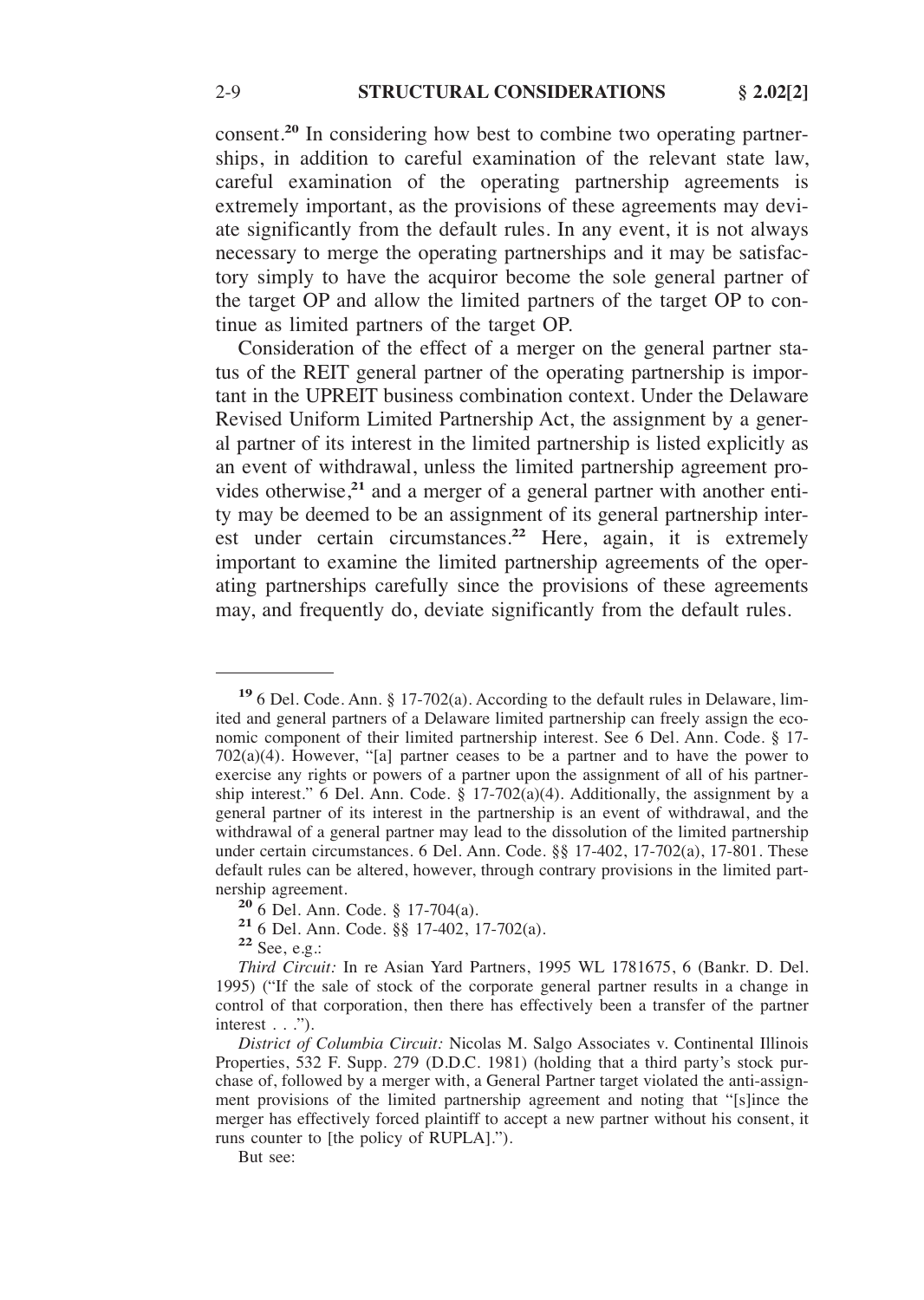consent.[20] In considering how best to combine two operating partnerships, in addition to careful examination of the relevant state law, careful examination of the operating partnership agreements is extremely important, as the provisions of these agreements may deviate significantly from the default rules. In any event, it is not always necessary to merge the operating partnerships and it may be satisfactory simply to have the acquiror become the sole general partner of the target OP and allow the limited partners of the target OP to continue as limited partners of the target OP.

Consideration of the effect of a merger on the general partner status of the REIT general partner of the operating partnership is important in the UPREIT business combination context. Under the Delaware Revised Uniform Limited Partnership Act, the assignment by a general partner of its interest in the limited partnership is listed explicitly as an event of withdrawal, unless the limited partnership agreement provides otherwise,[21] and a merger of a general partner with another entity may be deemed to be an assignment of its general partnership interest under certain circumstances.[22] Here, again, it is extremely important to examine the limited partnership agreements of the operating partnerships carefully since the provisions of these agreements may, and frequently do, deviate significantly from the default rules.

---

[19] 6 Del. Code. Ann. § 17-702(a). According to the default rules in Delaware, limited and general partners of a Delaware limited partnership can freely assign the economic component of their limited partnership interest. See 6 Del. Ann. Code. § 17-702(a)(4). However, "[a] partner ceases to be a partner and to have the power to exercise any rights or powers of a partner upon the assignment of all of his partnership interest." 6 Del. Ann. Code. § 17-702(a)(4). Additionally, the assignment by a general partner of its interest in the partnership is an event of withdrawal, and the withdrawal of a general partner may lead to the dissolution of the limited partnership under certain circumstances. 6 Del. Ann. Code. §§ 17-402, 17-702(a), 17-801. These default rules can be altered, however, through contrary provisions in the limited partnership agreement.

[20] 6 Del. Ann. Code. § 17-704(a).

[21] 6 Del. Ann. Code. §§ 17-402, 17-702(a).

[22] See, e.g.:

*Third Circuit:* In re Asian Yard Partners, 1995 WL 1781675, 6 (Bankr. D. Del. 1995) ("If the sale of stock of the corporate general partner results in a change in control of that corporation, then there has effectively been a transfer of the partner interest . . .").

*District of Columbia Circuit:* Nicolas M. Salgo Associates v. Continental Illinois Properties, 532 F. Supp. 279 (D.D.C. 1981) (holding that a third party's stock purchase of, followed by a merger with, a General Partner target violated the anti-assignment provisions of the limited partnership agreement and noting that "[s]ince the merger has effectively forced plaintiff to accept a new partner without his consent, it runs counter to [the policy of RUPLA].").

But see: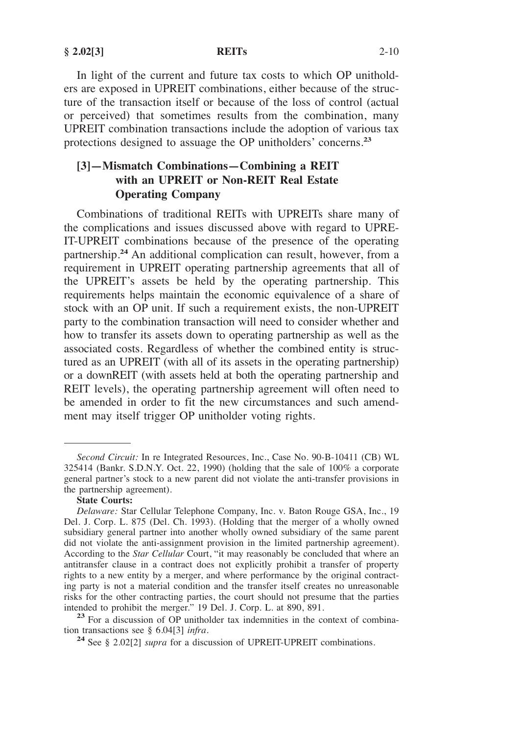In light of the current and future tax costs to which OP unitholders are exposed in UPREIT combinations, either because of the structure of the transaction itself or because of the loss of control (actual or perceived) that sometimes results from the combination, many UPREIT combination transactions include the adoption of various tax protections designed to assuage the OP unitholders' concerns.[23]

### [3]—Mismatch Combinations—Combining a REIT with an UPREIT or Non-REIT Real Estate Operating Company

Combinations of traditional REITs with UPREITs share many of the complications and issues discussed above with regard to UPREIT-UPREIT combinations because of the presence of the operating partnership.[24] An additional complication can result, however, from a requirement in UPREIT operating partnership agreements that all of the UPREIT's assets be held by the operating partnership. This requirements helps maintain the economic equivalence of a share of stock with an OP unit. If such a requirement exists, the non-UPREIT party to the combination transaction will need to consider whether and how to transfer its assets down to operating partnership as well as the associated costs. Regardless of whether the combined entity is structured as an UPREIT (with all of its assets in the operating partnership) or a downREIT (with assets held at both the operating partnership and REIT levels), the operating partnership agreement will often need to be amended in order to fit the new circumstances and such amendment may itself trigger OP unitholder voting rights.

---

*Second Circuit:* In re Integrated Resources, Inc., Case No. 90-B-10411 (CB) WL 325414 (Bankr. S.D.N.Y. Oct. 22, 1990) (holding that the sale of 100% a corporate general partner's stock to a new parent did not violate the anti-transfer provisions in the partnership agreement).

**State Courts:**

*Delaware:* Star Cellular Telephone Company, Inc. v. Baton Rouge GSA, Inc., 19 Del. J. Corp. L. 875 (Del. Ch. 1993). (Holding that the merger of a wholly owned subsidiary general partner into another wholly owned subsidiary of the same parent did not violate the anti-assignment provision in the limited partnership agreement). According to the *Star Cellular* Court, "it may reasonably be concluded that where an antitransfer clause in a contract does not explicitly prohibit a transfer of property rights to a new entity by a merger, and where performance by the original contracting party is not a material condition and the transfer itself creates no unreasonable risks for the other contracting parties, the court should not presume that the parties intended to prohibit the merger." 19 Del. J. Corp. L. at 890, 891.

[23] For a discussion of OP unitholder tax indemnities in the context of combination transactions see § 6.04[3] *infra*.

[24] See § 2.02[2] *supra* for a discussion of UPREIT-UPREIT combinations.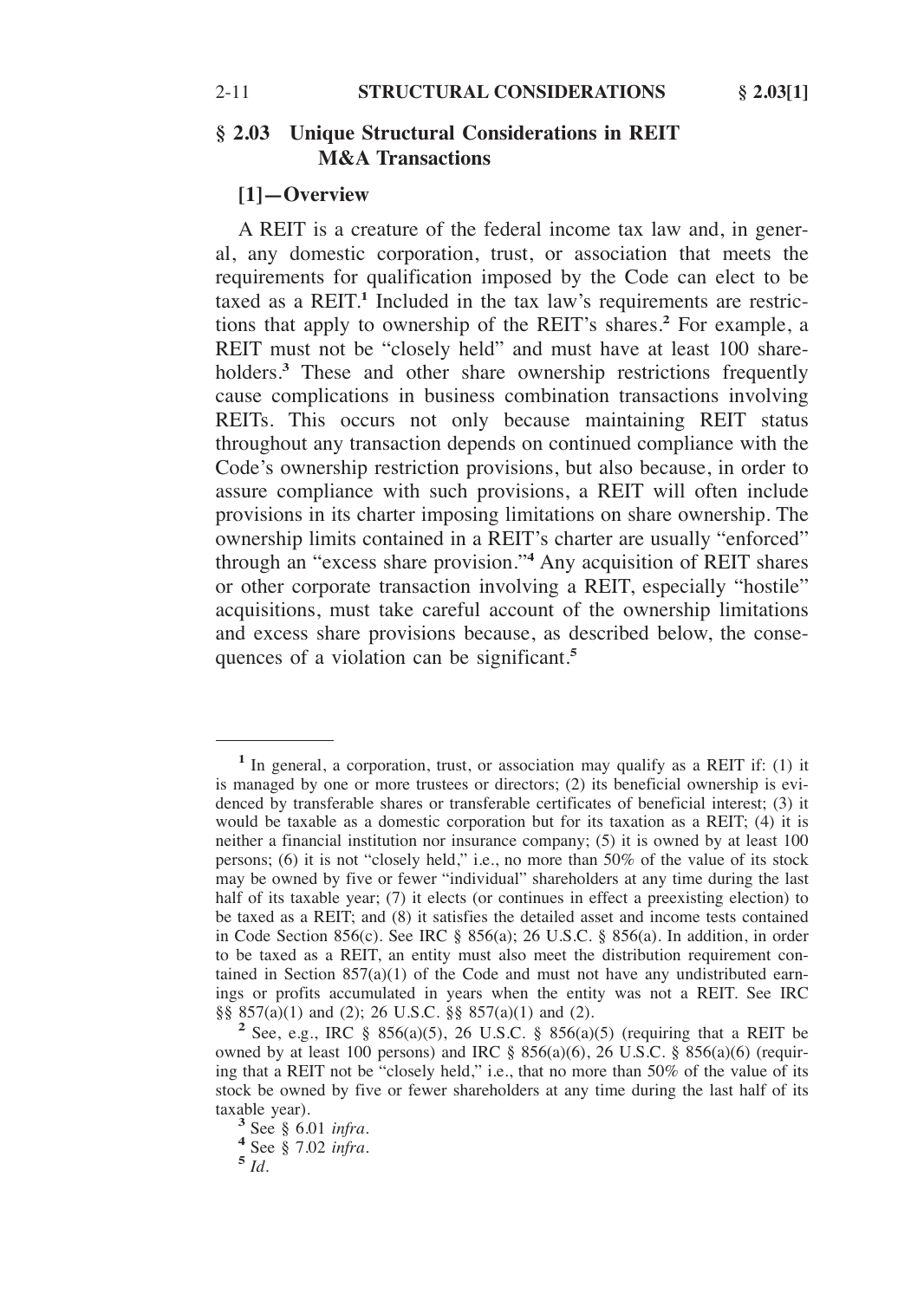## § 2.03 Unique Structural Considerations in REIT M&A Transactions

### [1]—Overview

A REIT is a creature of the federal income tax law and, in general, any domestic corporation, trust, or association that meets the requirements for qualification imposed by the Code can elect to be taxed as a REIT.[1] Included in the tax law's requirements are restrictions that apply to ownership of the REIT's shares.[2] For example, a REIT must not be "closely held" and must have at least 100 shareholders.[3] These and other share ownership restrictions frequently cause complications in business combination transactions involving REITs. This occurs not only because maintaining REIT status throughout any transaction depends on continued compliance with the Code's ownership restriction provisions, but also because, in order to assure compliance with such provisions, a REIT will often include provisions in its charter imposing limitations on share ownership. The ownership limits contained in a REIT's charter are usually "enforced" through an "excess share provision."[4] Any acquisition of REIT shares or other corporate transaction involving a REIT, especially "hostile" acquisitions, must take careful account of the ownership limitations and excess share provisions because, as described below, the consequences of a violation can be significant.[5]

---

[1] In general, a corporation, trust, or association may qualify as a REIT if: (1) it is managed by one or more trustees or directors; (2) its beneficial ownership is evidenced by transferable shares or transferable certificates of beneficial interest; (3) it would be taxable as a domestic corporation but for its taxation as a REIT; (4) it is neither a financial institution nor insurance company; (5) it is owned by at least 100 persons; (6) it is not "closely held," i.e., no more than 50% of the value of its stock may be owned by five or fewer "individual" shareholders at any time during the last half of its taxable year; (7) it elects (or continues in effect a preexisting election) to be taxed as a REIT; and (8) it satisfies the detailed asset and income tests contained in Code Section 856(c). See IRC § 856(a); 26 U.S.C. § 856(a). In addition, in order to be taxed as a REIT, an entity must also meet the distribution requirement contained in Section 857(a)(1) of the Code and must not have any undistributed earnings or profits accumulated in years when the entity was not a REIT. See IRC §§ 857(a)(1) and (2); 26 U.S.C. §§ 857(a)(1) and (2).

[2] See, e.g., IRC § 856(a)(5), 26 U.S.C. § 856(a)(5) (requiring that a REIT be owned by at least 100 persons) and IRC § 856(a)(6), 26 U.S.C. § 856(a)(6) (requiring that a REIT not be "closely held," i.e., that no more than 50% of the value of its stock be owned by five or fewer shareholders at any time during the last half of its taxable year).

[3] See § 6.01 *infra*.

[4] See § 7.02 *infra*.

[5] *Id*.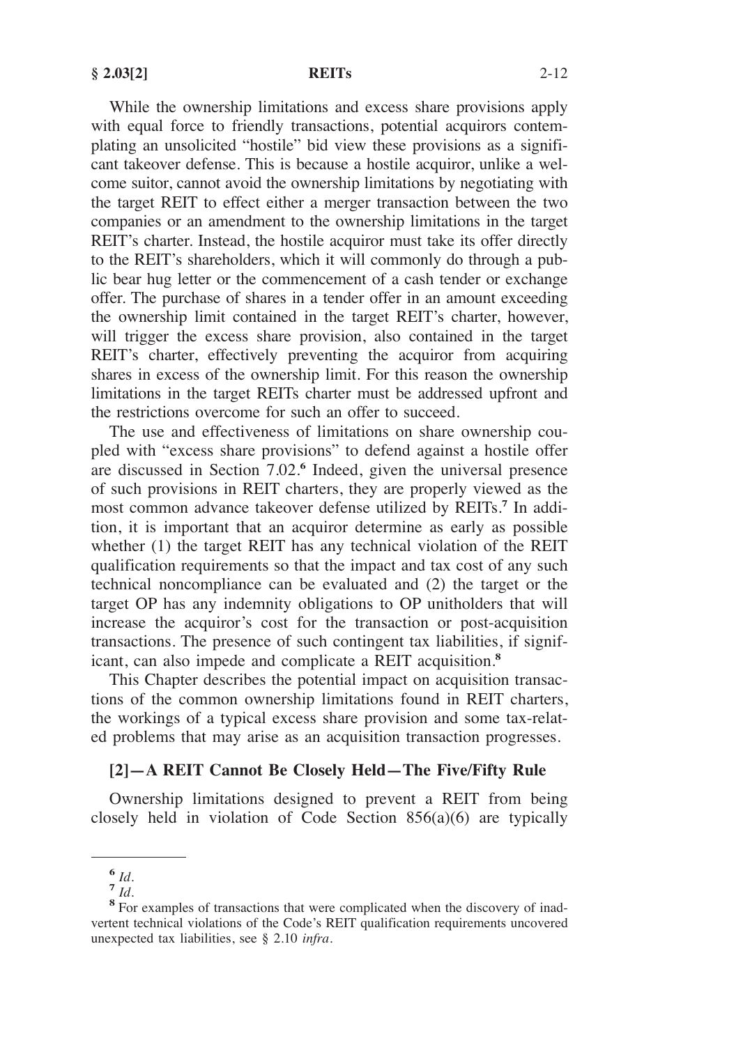While the ownership limitations and excess share provisions apply with equal force to friendly transactions, potential acquirors contemplating an unsolicited "hostile" bid view these provisions as a significant takeover defense. This is because a hostile acquiror, unlike a welcome suitor, cannot avoid the ownership limitations by negotiating with the target REIT to effect either a merger transaction between the two companies or an amendment to the ownership limitations in the target REIT's charter. Instead, the hostile acquiror must take its offer directly to the REIT's shareholders, which it will commonly do through a public bear hug letter or the commencement of a cash tender or exchange offer. The purchase of shares in a tender offer in an amount exceeding the ownership limit contained in the target REIT's charter, however, will trigger the excess share provision, also contained in the target REIT's charter, effectively preventing the acquiror from acquiring shares in excess of the ownership limit. For this reason the ownership limitations in the target REITs charter must be addressed upfront and the restrictions overcome for such an offer to succeed.

The use and effectiveness of limitations on share ownership coupled with "excess share provisions" to defend against a hostile offer are discussed in Section 7.02.[6] Indeed, given the universal presence of such provisions in REIT charters, they are properly viewed as the most common advance takeover defense utilized by REITs.[7] In addition, it is important that an acquiror determine as early as possible whether (1) the target REIT has any technical violation of the REIT qualification requirements so that the impact and tax cost of any such technical noncompliance can be evaluated and (2) the target or the target OP has any indemnity obligations to OP unitholders that will increase the acquiror's cost for the transaction or post-acquisition transactions. The presence of such contingent tax liabilities, if significant, can also impede and complicate a REIT acquisition.[8]

This Chapter describes the potential impact on acquisition transactions of the common ownership limitations found in REIT charters, the workings of a typical excess share provision and some tax-related problems that may arise as an acquisition transaction progresses.

### [2]—A REIT Cannot Be Closely Held—The Five/Fifty Rule

Ownership limitations designed to prevent a REIT from being closely held in violation of Code Section 856(a)(6) are typically

---

[6] *Id.*

[7] *Id.*

[8] For examples of transactions that were complicated when the discovery of inadvertent technical violations of the Code's REIT qualification requirements uncovered unexpected tax liabilities, see § 2.10 *infra*.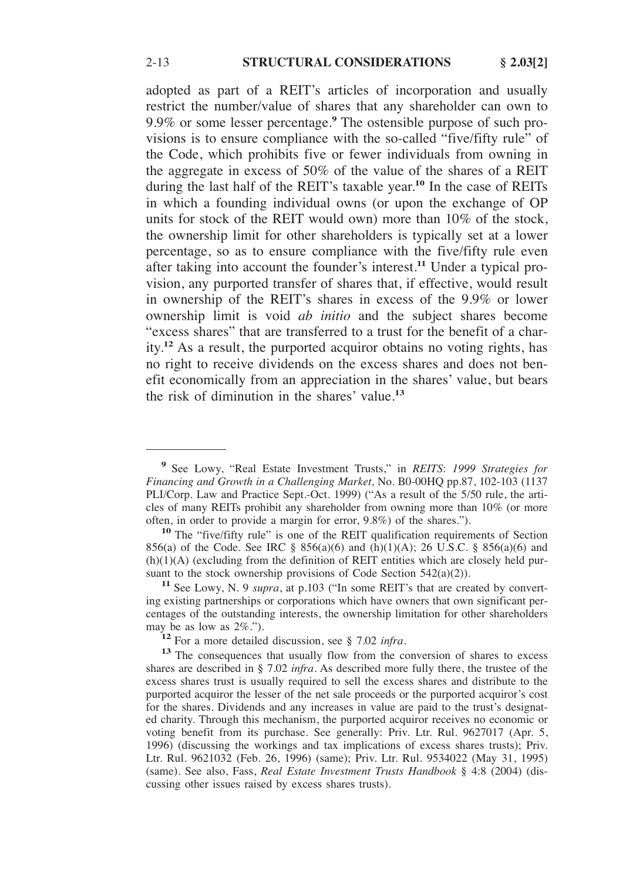adopted as part of a REIT's articles of incorporation and usually restrict the number/value of shares that any shareholder can own to 9.9% or some lesser percentage.[9] The ostensible purpose of such provisions is to ensure compliance with the so-called "five/fifty rule" of the Code, which prohibits five or fewer individuals from owning in the aggregate in excess of 50% of the value of the shares of a REIT during the last half of the REIT's taxable year.[10] In the case of REITs in which a founding individual owns (or upon the exchange of OP units for stock of the REIT would own) more than 10% of the stock, the ownership limit for other shareholders is typically set at a lower percentage, so as to ensure compliance with the five/fifty rule even after taking into account the founder's interest.[11] Under a typical provision, any purported transfer of shares that, if effective, would result in ownership of the REIT's shares in excess of the 9.9% or lower ownership limit is void *ab initio* and the subject shares become "excess shares" that are transferred to a trust for the benefit of a charity.[12] As a result, the purported acquiror obtains no voting rights, has no right to receive dividends on the excess shares and does not benefit economically from an appreciation in the shares' value, but bears the risk of diminution in the shares' value.[13]

---

[9] See Lowy, "Real Estate Investment Trusts," in *REITS*: *1999 Strategies for Financing and Growth in a Challenging Market*, No. B0-00HQ pp.87, 102-103 (1137 PLI/Corp. Law and Practice Sept.-Oct. 1999) ("As a result of the 5/50 rule, the articles of many REITs prohibit any shareholder from owning more than 10% (or more often, in order to provide a margin for error, 9.8%) of the shares.").

[10] The "five/fifty rule" is one of the REIT qualification requirements of Section 856(a) of the Code. See IRC § 856(a)(6) and (h)(1)(A); 26 U.S.C. § 856(a)(6) and (h)(1)(A) (excluding from the definition of REIT entities which are closely held pursuant to the stock ownership provisions of Code Section 542(a)(2)).

[11] See Lowy, N. 9 *supra*, at p.103 ("In some REIT's that are created by converting existing partnerships or corporations which have owners that own significant percentages of the outstanding interests, the ownership limitation for other shareholders may be as low as 2%.").

[12] For a more detailed discussion, see § 7.02 *infra*.

[13] The consequences that usually flow from the conversion of shares to excess shares are described in § 7.02 *infra*. As described more fully there, the trustee of the excess shares trust is usually required to sell the excess shares and distribute to the purported acquiror the lesser of the net sale proceeds or the purported acquiror's cost for the shares. Dividends and any increases in value are paid to the trust's designated charity. Through this mechanism, the purported acquiror receives no economic or voting benefit from its purchase. See generally: Priv. Ltr. Rul. 9627017 (Apr. 5, 1996) (discussing the workings and tax implications of excess shares trusts); Priv. Ltr. Rul. 9621032 (Feb. 26, 1996) (same); Priv. Ltr. Rul. 9534022 (May 31, 1995) (same). See also, Fass, *Real Estate Investment Trusts Handbook* § 4:8 (2004) (discussing other issues raised by excess shares trusts).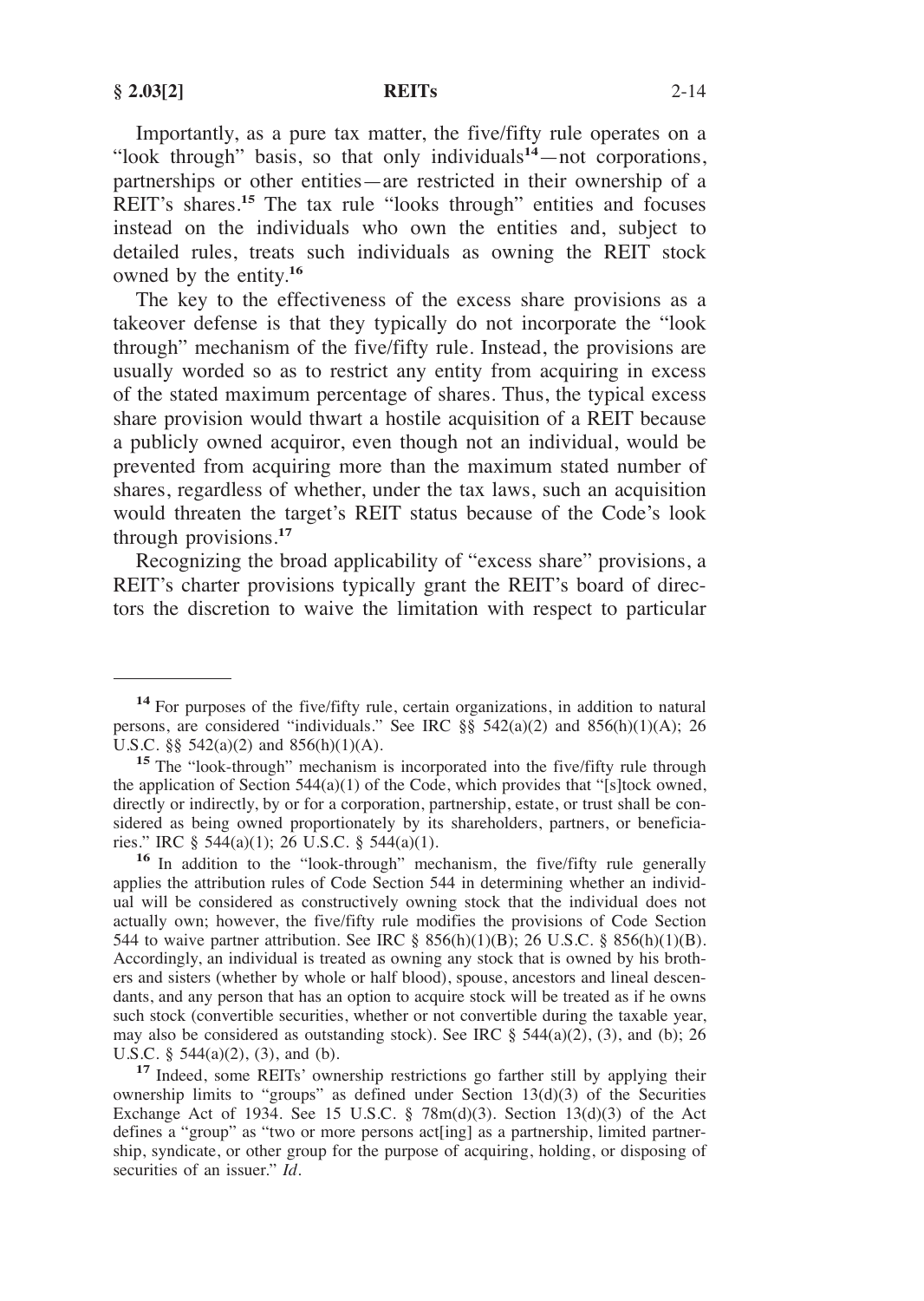Importantly, as a pure tax matter, the five/fifty rule operates on a "look through" basis, so that only individuals[14]—not corporations, partnerships or other entities—are restricted in their ownership of a REIT's shares.[15] The tax rule "looks through" entities and focuses instead on the individuals who own the entities and, subject to detailed rules, treats such individuals as owning the REIT stock owned by the entity.[16]

The key to the effectiveness of the excess share provisions as a takeover defense is that they typically do not incorporate the "look through" mechanism of the five/fifty rule. Instead, the provisions are usually worded so as to restrict any entity from acquiring in excess of the stated maximum percentage of shares. Thus, the typical excess share provision would thwart a hostile acquisition of a REIT because a publicly owned acquiror, even though not an individual, would be prevented from acquiring more than the maximum stated number of shares, regardless of whether, under the tax laws, such an acquisition would threaten the target's REIT status because of the Code's look through provisions.[17]

Recognizing the broad applicability of "excess share" provisions, a REIT's charter provisions typically grant the REIT's board of directors the discretion to waive the limitation with respect to particular

---

[14] For purposes of the five/fifty rule, certain organizations, in addition to natural persons, are considered "individuals." See IRC §§ 542(a)(2) and 856(h)(1)(A); 26 U.S.C. §§ 542(a)(2) and 856(h)(1)(A).

[15] The "look-through" mechanism is incorporated into the five/fifty rule through the application of Section 544(a)(1) of the Code, which provides that "[s]tock owned, directly or indirectly, by or for a corporation, partnership, estate, or trust shall be considered as being owned proportionately by its shareholders, partners, or beneficiaries." IRC § 544(a)(1); 26 U.S.C. § 544(a)(1).

[16] In addition to the "look-through" mechanism, the five/fifty rule generally applies the attribution rules of Code Section 544 in determining whether an individual will be considered as constructively owning stock that the individual does not actually own; however, the five/fifty rule modifies the provisions of Code Section 544 to waive partner attribution. See IRC § 856(h)(1)(B); 26 U.S.C. § 856(h)(1)(B). Accordingly, an individual is treated as owning any stock that is owned by his brothers and sisters (whether by whole or half blood), spouse, ancestors and lineal descendants, and any person that has an option to acquire stock will be treated as if he owns such stock (convertible securities, whether or not convertible during the taxable year, may also be considered as outstanding stock). See IRC § 544(a)(2), (3), and (b); 26 U.S.C. § 544(a)(2), (3), and (b).

[17] Indeed, some REITs' ownership restrictions go farther still by applying their ownership limits to "groups" as defined under Section 13(d)(3) of the Securities Exchange Act of 1934. See 15 U.S.C. § 78m(d)(3). Section 13(d)(3) of the Act defines a "group" as "two or more persons act[ing] as a partnership, limited partnership, syndicate, or other group for the purpose of acquiring, holding, or disposing of securities of an issuer." *Id.*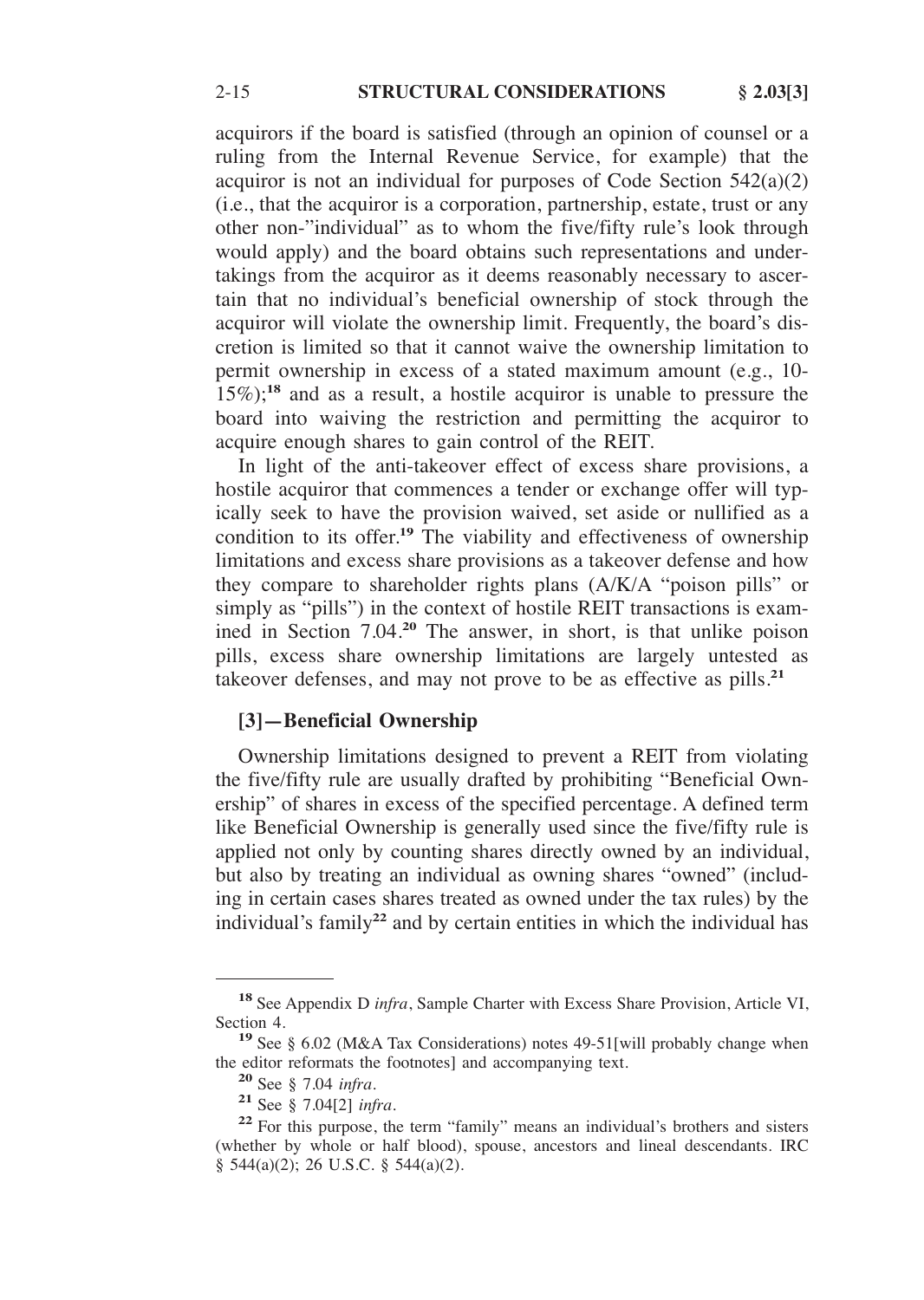acquirors if the board is satisfied (through an opinion of counsel or a ruling from the Internal Revenue Service, for example) that the acquiror is not an individual for purposes of Code Section 542(a)(2) (i.e., that the acquiror is a corporation, partnership, estate, trust or any other non-"individual" as to whom the five/fifty rule's look through would apply) and the board obtains such representations and undertakings from the acquiror as it deems reasonably necessary to ascertain that no individual's beneficial ownership of stock through the acquiror will violate the ownership limit. Frequently, the board's discretion is limited so that it cannot waive the ownership limitation to permit ownership in excess of a stated maximum amount (e.g., 10-15%);[18] and as a result, a hostile acquiror is unable to pressure the board into waiving the restriction and permitting the acquiror to acquire enough shares to gain control of the REIT.

In light of the anti-takeover effect of excess share provisions, a hostile acquiror that commences a tender or exchange offer will typically seek to have the provision waived, set aside or nullified as a condition to its offer.[19] The viability and effectiveness of ownership limitations and excess share provisions as a takeover defense and how they compare to shareholder rights plans (A/K/A "poison pills" or simply as "pills") in the context of hostile REIT transactions is examined in Section 7.04.[20] The answer, in short, is that unlike poison pills, excess share ownership limitations are largely untested as takeover defenses, and may not prove to be as effective as pills.[21]

### [3]—Beneficial Ownership

Ownership limitations designed to prevent a REIT from violating the five/fifty rule are usually drafted by prohibiting "Beneficial Ownership" of shares in excess of the specified percentage. A defined term like Beneficial Ownership is generally used since the five/fifty rule is applied not only by counting shares directly owned by an individual, but also by treating an individual as owning shares "owned" (including in certain cases shares treated as owned under the tax rules) by the individual's family[22] and by certain entities in which the individual has

---

[18] See Appendix D *infra*, Sample Charter with Excess Share Provision, Article VI, Section 4.

[19] See § 6.02 (M&A Tax Considerations) notes 49-51[will probably change when the editor reformats the footnotes] and accompanying text.

[20] See § 7.04 *infra*.

[21] See § 7.04[2] *infra*.

[22] For this purpose, the term "family" means an individual's brothers and sisters (whether by whole or half blood), spouse, ancestors and lineal descendants. IRC § 544(a)(2); 26 U.S.C. § 544(a)(2).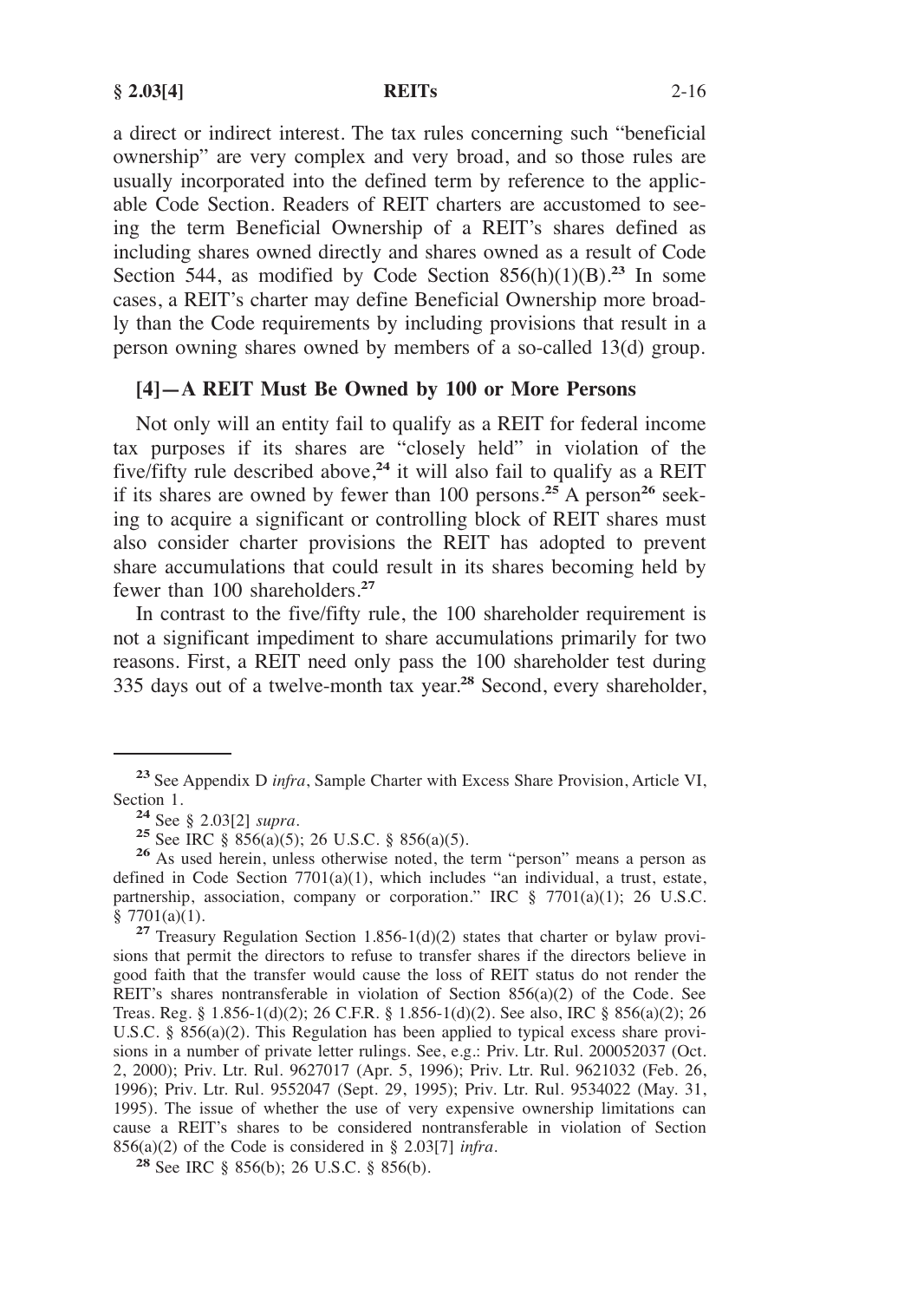a direct or indirect interest. The tax rules concerning such "beneficial ownership" are very complex and very broad, and so those rules are usually incorporated into the defined term by reference to the applicable Code Section. Readers of REIT charters are accustomed to seeing the term Beneficial Ownership of a REIT's shares defined as including shares owned directly and shares owned as a result of Code Section 544, as modified by Code Section 856(h)(1)(B).[23] In some cases, a REIT's charter may define Beneficial Ownership more broadly than the Code requirements by including provisions that result in a person owning shares owned by members of a so-called 13(d) group.

## [4]—A REIT Must Be Owned by 100 or More Persons

Not only will an entity fail to qualify as a REIT for federal income tax purposes if its shares are "closely held" in violation of the five/fifty rule described above,[24] it will also fail to qualify as a REIT if its shares are owned by fewer than 100 persons.[25] A person[26] seeking to acquire a significant or controlling block of REIT shares must also consider charter provisions the REIT has adopted to prevent share accumulations that could result in its shares becoming held by fewer than 100 shareholders.[27]

In contrast to the five/fifty rule, the 100 shareholder requirement is not a significant impediment to share accumulations primarily for two reasons. First, a REIT need only pass the 100 shareholder test during 335 days out of a twelve-month tax year.[28] Second, every shareholder,

---

[23] See Appendix D *infra*, Sample Charter with Excess Share Provision, Article VI, Section 1.

[24] See § 2.03[2] *supra*.

[25] See IRC § 856(a)(5); 26 U.S.C. § 856(a)(5).

[26] As used herein, unless otherwise noted, the term "person" means a person as defined in Code Section 7701(a)(1), which includes "an individual, a trust, estate, partnership, association, company or corporation." IRC § 7701(a)(1); 26 U.S.C. § 7701(a)(1).

[27] Treasury Regulation Section 1.856-1(d)(2) states that charter or bylaw provisions that permit the directors to refuse to transfer shares if the directors believe in good faith that the transfer would cause the loss of REIT status do not render the REIT's shares nontransferable in violation of Section 856(a)(2) of the Code. See Treas. Reg. § 1.856-1(d)(2); 26 C.F.R. § 1.856-1(d)(2). See also, IRC § 856(a)(2); 26 U.S.C. § 856(a)(2). This Regulation has been applied to typical excess share provisions in a number of private letter rulings. See, e.g.: Priv. Ltr. Rul. 200052037 (Oct. 2, 2000); Priv. Ltr. Rul. 9627017 (Apr. 5, 1996); Priv. Ltr. Rul. 9621032 (Feb. 26, 1996); Priv. Ltr. Rul. 9552047 (Sept. 29, 1995); Priv. Ltr. Rul. 9534022 (May. 31, 1995). The issue of whether the use of very expensive ownership limitations can cause a REIT's shares to be considered nontransferable in violation of Section 856(a)(2) of the Code is considered in § 2.03[7] *infra*.

[28] See IRC § 856(b); 26 U.S.C. § 856(b).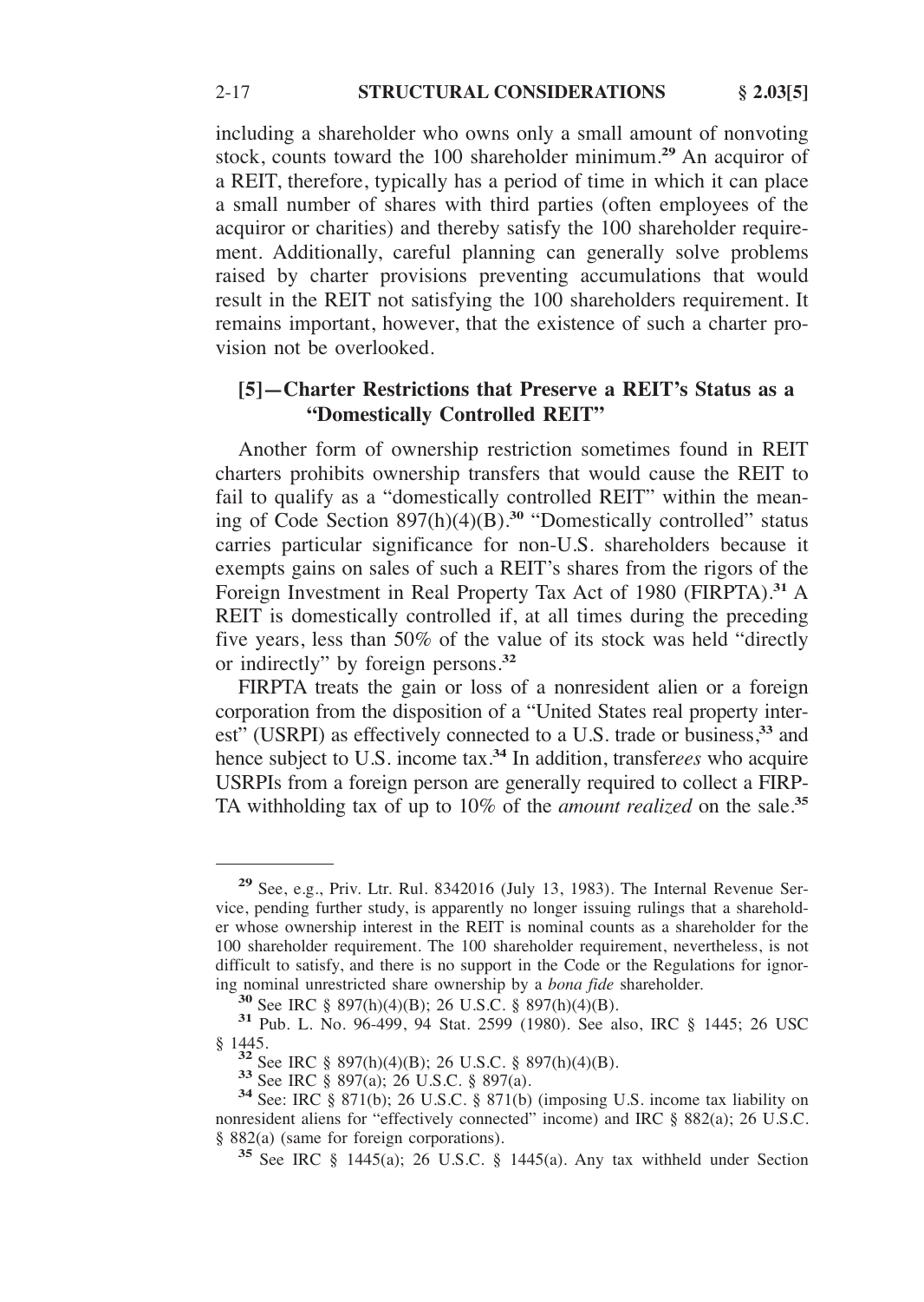including a shareholder who owns only a small amount of nonvoting stock, counts toward the 100 shareholder minimum.[29] An acquiror of a REIT, therefore, typically has a period of time in which it can place a small number of shares with third parties (often employees of the acquiror or charities) and thereby satisfy the 100 shareholder requirement. Additionally, careful planning can generally solve problems raised by charter provisions preventing accumulations that would result in the REIT not satisfying the 100 shareholders requirement. It remains important, however, that the existence of such a charter provision not be overlooked.

### [5]—Charter Restrictions that Preserve a REIT's Status as a "Domestically Controlled REIT"

Another form of ownership restriction sometimes found in REIT charters prohibits ownership transfers that would cause the REIT to fail to qualify as a "domestically controlled REIT" within the meaning of Code Section 897(h)(4)(B).[30] "Domestically controlled" status carries particular significance for non-U.S. shareholders because it exempts gains on sales of such a REIT's shares from the rigors of the Foreign Investment in Real Property Tax Act of 1980 (FIRPTA).[31] A REIT is domestically controlled if, at all times during the preceding five years, less than 50% of the value of its stock was held "directly or indirectly" by foreign persons.[32]

FIRPTA treats the gain or loss of a nonresident alien or a foreign corporation from the disposition of a "United States real property interest" (USRPI) as effectively connected to a U.S. trade or business,[33] and hence subject to U.S. income tax.[34] In addition, transfer*ees* who acquire USRPIs from a foreign person are generally required to collect a FIRPTA withholding tax of up to 10% of the *amount realized* on the sale.[35]

---

[29] See, e.g., Priv. Ltr. Rul. 8342016 (July 13, 1983). The Internal Revenue Service, pending further study, is apparently no longer issuing rulings that a shareholder whose ownership interest in the REIT is nominal counts as a shareholder for the 100 shareholder requirement. The 100 shareholder requirement, nevertheless, is not difficult to satisfy, and there is no support in the Code or the Regulations for ignoring nominal unrestricted share ownership by a *bona fide* shareholder.

[30] See IRC § 897(h)(4)(B); 26 U.S.C. § 897(h)(4)(B).

[31] Pub. L. No. 96-499, 94 Stat. 2599 (1980). See also, IRC § 1445; 26 USC § 1445.

[32] See IRC § 897(h)(4)(B); 26 U.S.C. § 897(h)(4)(B).

[33] See IRC § 897(a); 26 U.S.C. § 897(a).

[34] See: IRC § 871(b); 26 U.S.C. § 871(b) (imposing U.S. income tax liability on nonresident aliens for "effectively connected" income) and IRC § 882(a); 26 U.S.C. § 882(a) (same for foreign corporations).

[35] See IRC § 1445(a); 26 U.S.C. § 1445(a). Any tax withheld under Section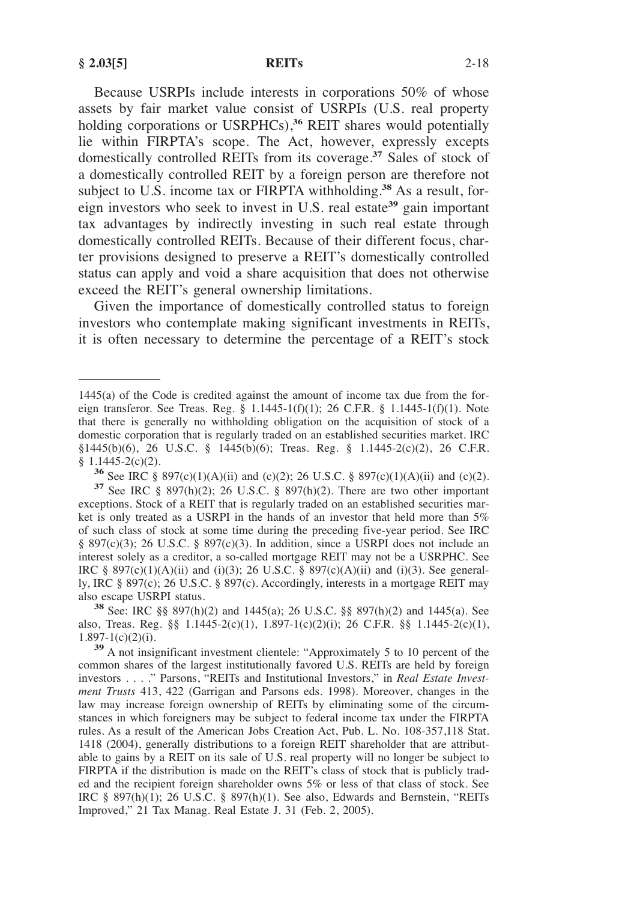Because USRPIs include interests in corporations 50% of whose assets by fair market value consist of USRPIs (U.S. real property holding corporations or USRPHCs),[36] REIT shares would potentially lie within FIRPTA's scope. The Act, however, expressly excepts domestically controlled REITs from its coverage.[37] Sales of stock of a domestically controlled REIT by a foreign person are therefore not subject to U.S. income tax or FIRPTA withholding.[38] As a result, foreign investors who seek to invest in U.S. real estate[39] gain important tax advantages by indirectly investing in such real estate through domestically controlled REITs. Because of their different focus, charter provisions designed to preserve a REIT's domestically controlled status can apply and void a share acquisition that does not otherwise exceed the REIT's general ownership limitations.

Given the importance of domestically controlled status to foreign investors who contemplate making significant investments in REITs, it is often necessary to determine the percentage of a REIT's stock

---

1445(a) of the Code is credited against the amount of income tax due from the foreign transferor. See Treas. Reg. § 1.1445-1(f)(1); 26 C.F.R. § 1.1445-1(f)(1). Note that there is generally no withholding obligation on the acquisition of stock of a domestic corporation that is regularly traded on an established securities market. IRC §1445(b)(6), 26 U.S.C. § 1445(b)(6); Treas. Reg. § 1.1445-2(c)(2), 26 C.F.R. § 1.1445-2(c)(2).

[36] See IRC § 897(c)(1)(A)(ii) and (c)(2); 26 U.S.C. § 897(c)(1)(A)(ii) and (c)(2).

[37] See IRC § 897(h)(2); 26 U.S.C. § 897(h)(2). There are two other important exceptions. Stock of a REIT that is regularly traded on an established securities market is only treated as a USRPI in the hands of an investor that held more than 5% of such class of stock at some time during the preceding five-year period. See IRC § 897(c)(3); 26 U.S.C. § 897(c)(3). In addition, since a USRPI does not include an interest solely as a creditor, a so-called mortgage REIT may not be a USRPHC. See IRC § 897(c)(1)(A)(ii) and (i)(3); 26 U.S.C. § 897(c)(A)(ii) and (i)(3). See generally, IRC § 897(c); 26 U.S.C. § 897(c). Accordingly, interests in a mortgage REIT may also escape USRPI status.

[38] See: IRC §§ 897(h)(2) and 1445(a); 26 U.S.C. §§ 897(h)(2) and 1445(a). See also, Treas. Reg. §§ 1.1445-2(c)(1), 1.897-1(c)(2)(i); 26 C.F.R. §§ 1.1445-2(c)(1), 1.897-1(c)(2)(i).

[39] A not insignificant investment clientele: "Approximately 5 to 10 percent of the common shares of the largest institutionally favored U.S. REITs are held by foreign investors . . . ." Parsons, "REITs and Institutional Investors," in *Real Estate Investment Trusts* 413, 422 (Garrigan and Parsons eds. 1998). Moreover, changes in the law may increase foreign ownership of REITs by eliminating some of the circumstances in which foreigners may be subject to federal income tax under the FIRPTA rules. As a result of the American Jobs Creation Act, Pub. L. No. 108-357,118 Stat. 1418 (2004), generally distributions to a foreign REIT shareholder that are attributable to gains by a REIT on its sale of U.S. real property will no longer be subject to FIRPTA if the distribution is made on the REIT's class of stock that is publicly traded and the recipient foreign shareholder owns 5% or less of that class of stock. See IRC § 897(h)(1); 26 U.S.C. § 897(h)(1). See also, Edwards and Bernstein, "REITs Improved," 21 Tax Manag. Real Estate J. 31 (Feb. 2, 2005).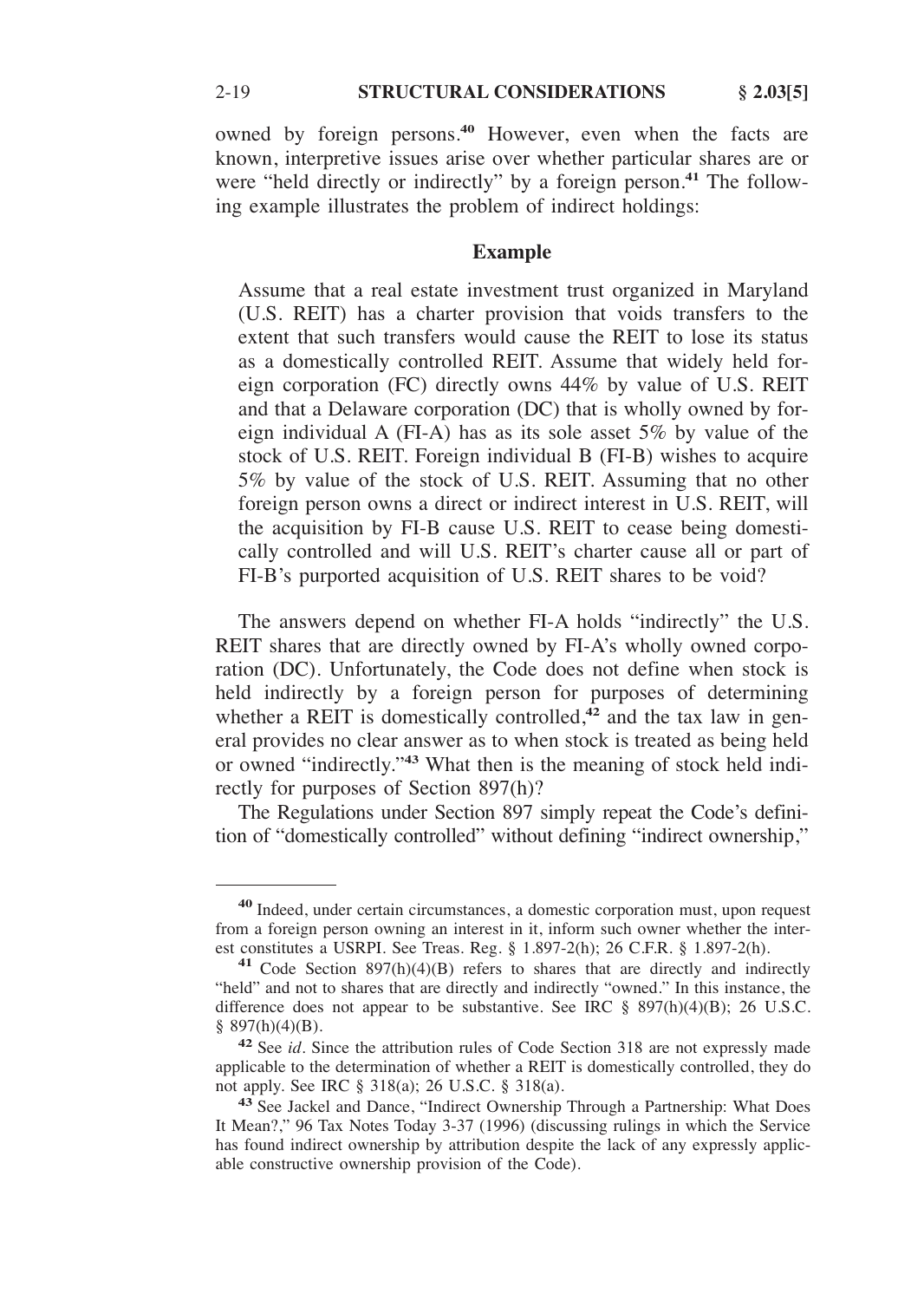owned by foreign persons.[40] However, even when the facts are known, interpretive issues arise over whether particular shares are or were "held directly or indirectly" by a foreign person.[41] The following example illustrates the problem of indirect holdings:

### Example

Assume that a real estate investment trust organized in Maryland (U.S. REIT) has a charter provision that voids transfers to the extent that such transfers would cause the REIT to lose its status as a domestically controlled REIT. Assume that widely held foreign corporation (FC) directly owns 44% by value of U.S. REIT and that a Delaware corporation (DC) that is wholly owned by foreign individual A (FI-A) has as its sole asset 5% by value of the stock of U.S. REIT. Foreign individual B (FI-B) wishes to acquire 5% by value of the stock of U.S. REIT. Assuming that no other foreign person owns a direct or indirect interest in U.S. REIT, will the acquisition by FI-B cause U.S. REIT to cease being domestically controlled and will U.S. REIT's charter cause all or part of FI-B's purported acquisition of U.S. REIT shares to be void?

The answers depend on whether FI-A holds "indirectly" the U.S. REIT shares that are directly owned by FI-A's wholly owned corporation (DC). Unfortunately, the Code does not define when stock is held indirectly by a foreign person for purposes of determining whether a REIT is domestically controlled,[42] and the tax law in general provides no clear answer as to when stock is treated as being held or owned "indirectly."[43] What then is the meaning of stock held indirectly for purposes of Section 897(h)?

The Regulations under Section 897 simply repeat the Code's definition of "domestically controlled" without defining "indirect ownership,"

---

[40] Indeed, under certain circumstances, a domestic corporation must, upon request from a foreign person owning an interest in it, inform such owner whether the interest constitutes a USRPI. See Treas. Reg. § 1.897-2(h); 26 C.F.R. § 1.897-2(h).

[41] Code Section 897(h)(4)(B) refers to shares that are directly and indirectly "held" and not to shares that are directly and indirectly "owned." In this instance, the difference does not appear to be substantive. See IRC § 897(h)(4)(B); 26 U.S.C. § 897(h)(4)(B).

[42] See *id*. Since the attribution rules of Code Section 318 are not expressly made applicable to the determination of whether a REIT is domestically controlled, they do not apply. See IRC § 318(a); 26 U.S.C. § 318(a).

[43] See Jackel and Dance, "Indirect Ownership Through a Partnership: What Does It Mean?," 96 Tax Notes Today 3-37 (1996) (discussing rulings in which the Service has found indirect ownership by attribution despite the lack of any expressly applicable constructive ownership provision of the Code).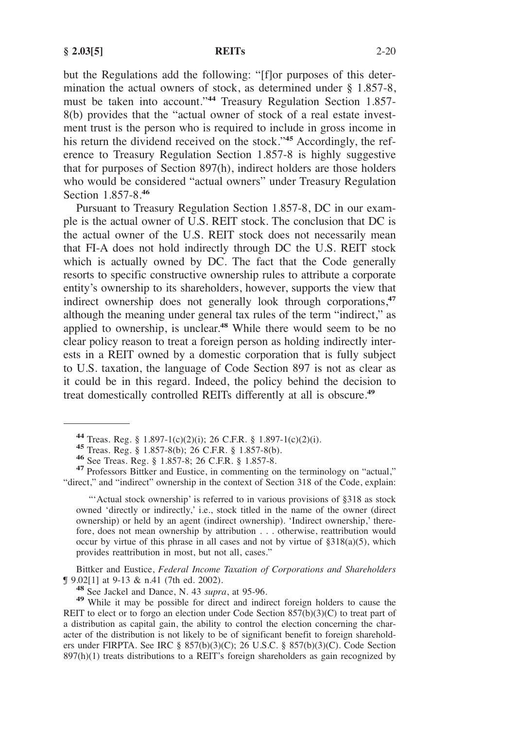but the Regulations add the following: "[f]or purposes of this determination the actual owners of stock, as determined under § 1.857-8, must be taken into account."[44] Treasury Regulation Section 1.857-8(b) provides that the "actual owner of stock of a real estate investment trust is the person who is required to include in gross income in his return the dividend received on the stock."[45] Accordingly, the reference to Treasury Regulation Section 1.857-8 is highly suggestive that for purposes of Section 897(h), indirect holders are those holders who would be considered "actual owners" under Treasury Regulation Section 1.857-8.[46]

Pursuant to Treasury Regulation Section 1.857-8, DC in our example is the actual owner of U.S. REIT stock. The conclusion that DC is the actual owner of the U.S. REIT stock does not necessarily mean that FI-A does not hold indirectly through DC the U.S. REIT stock which is actually owned by DC. The fact that the Code generally resorts to specific constructive ownership rules to attribute a corporate entity's ownership to its shareholders, however, supports the view that indirect ownership does not generally look through corporations,[47] although the meaning under general tax rules of the term "indirect," as applied to ownership, is unclear.[48] While there would seem to be no clear policy reason to treat a foreign person as holding indirectly interests in a REIT owned by a domestic corporation that is fully subject to U.S. taxation, the language of Code Section 897 is not as clear as it could be in this regard. Indeed, the policy behind the decision to treat domestically controlled REITs differently at all is obscure.[49]

---

[44] Treas. Reg. § 1.897-1(c)(2)(i); 26 C.F.R. § 1.897-1(c)(2)(i).

[45] Treas. Reg. § 1.857-8(b); 26 C.F.R. § 1.857-8(b).

[46] See Treas. Reg. § 1.857-8; 26 C.F.R. § 1.857-8.

[47] Professors Bittker and Eustice, in commenting on the terminology on "actual," "direct," and "indirect" ownership in the context of Section 318 of the Code, explain:

> "'Actual stock ownership' is referred to in various provisions of §318 as stock owned 'directly or indirectly,' i.e., stock titled in the name of the owner (direct ownership) or held by an agent (indirect ownership). 'Indirect ownership,' therefore, does not mean ownership by attribution . . . otherwise, reattribution would occur by virtue of this phrase in all cases and not by virtue of §318(a)(5), which provides reattribution in most, but not all, cases."

Bittker and Eustice, *Federal Income Taxation of Corporations and Shareholders* ¶ 9.02[1] at 9-13 & n.41 (7th ed. 2002).

[48] See Jackel and Dance, N. 43 *supra*, at 95-96.

[49] While it may be possible for direct and indirect foreign holders to cause the REIT to elect or to forgo an election under Code Section 857(b)(3)(C) to treat part of a distribution as capital gain, the ability to control the election concerning the character of the distribution is not likely to be of significant benefit to foreign shareholders under FIRPTA. See IRC § 857(b)(3)(C); 26 U.S.C. § 857(b)(3)(C). Code Section 897(h)(1) treats distributions to a REIT's foreign shareholders as gain recognized by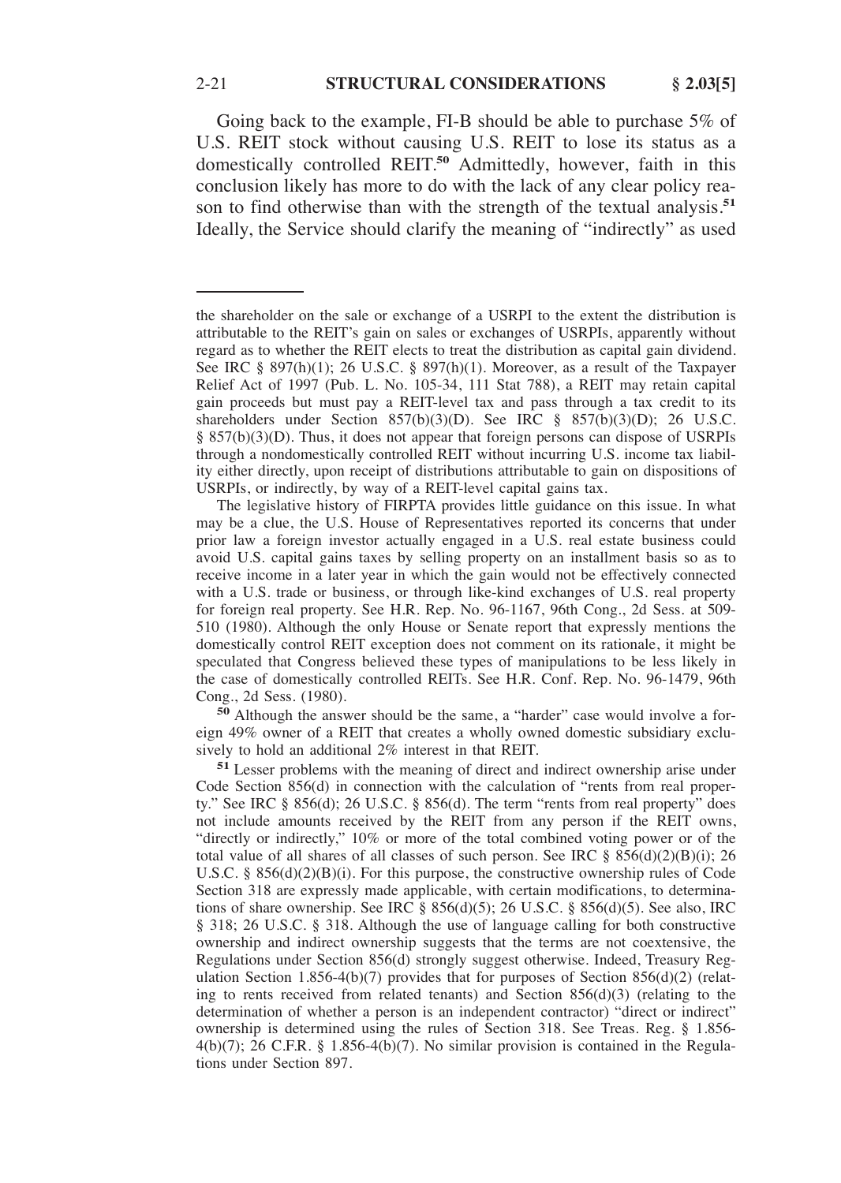Going back to the example, FI-B should be able to purchase 5% of U.S. REIT stock without causing U.S. REIT to lose its status as a domestically controlled REIT.[50] Admittedly, however, faith in this conclusion likely has more to do with the lack of any clear policy reason to find otherwise than with the strength of the textual analysis.[51] Ideally, the Service should clarify the meaning of "indirectly" as used

---

the shareholder on the sale or exchange of a USRPI to the extent the distribution is attributable to the REIT's gain on sales or exchanges of USRPIs, apparently without regard as to whether the REIT elects to treat the distribution as capital gain dividend. See IRC § 897(h)(1); 26 U.S.C. § 897(h)(1). Moreover, as a result of the Taxpayer Relief Act of 1997 (Pub. L. No. 105-34, 111 Stat 788), a REIT may retain capital gain proceeds but must pay a REIT-level tax and pass through a tax credit to its shareholders under Section 857(b)(3)(D). See IRC § 857(b)(3)(D); 26 U.S.C. § 857(b)(3)(D). Thus, it does not appear that foreign persons can dispose of USRPIs through a nondomestically controlled REIT without incurring U.S. income tax liability either directly, upon receipt of distributions attributable to gain on dispositions of USRPIs, or indirectly, by way of a REIT-level capital gains tax.

The legislative history of FIRPTA provides little guidance on this issue. In what may be a clue, the U.S. House of Representatives reported its concerns that under prior law a foreign investor actually engaged in a U.S. real estate business could avoid U.S. capital gains taxes by selling property on an installment basis so as to receive income in a later year in which the gain would not be effectively connected with a U.S. trade or business, or through like-kind exchanges of U.S. real property for foreign real property. See H.R. Rep. No. 96-1167, 96th Cong., 2d Sess. at 509-510 (1980). Although the only House or Senate report that expressly mentions the domestically control REIT exception does not comment on its rationale, it might be speculated that Congress believed these types of manipulations to be less likely in the case of domestically controlled REITs. See H.R. Conf. Rep. No. 96-1479, 96th Cong., 2d Sess. (1980).

[50] Although the answer should be the same, a "harder" case would involve a foreign 49% owner of a REIT that creates a wholly owned domestic subsidiary exclusively to hold an additional 2% interest in that REIT.

[51] Lesser problems with the meaning of direct and indirect ownership arise under Code Section 856(d) in connection with the calculation of "rents from real property." See IRC § 856(d); 26 U.S.C. § 856(d). The term "rents from real property" does not include amounts received by the REIT from any person if the REIT owns, "directly or indirectly," 10% or more of the total combined voting power or of the total value of all shares of all classes of such person. See IRC § 856(d)(2)(B)(i); 26 U.S.C. § 856(d)(2)(B)(i). For this purpose, the constructive ownership rules of Code Section 318 are expressly made applicable, with certain modifications, to determinations of share ownership. See IRC § 856(d)(5); 26 U.S.C. § 856(d)(5). See also, IRC § 318; 26 U.S.C. § 318. Although the use of language calling for both constructive ownership and indirect ownership suggests that the terms are not coextensive, the Regulations under Section 856(d) strongly suggest otherwise. Indeed, Treasury Regulation Section 1.856-4(b)(7) provides that for purposes of Section 856(d)(2) (relating to rents received from related tenants) and Section 856(d)(3) (relating to the determination of whether a person is an independent contractor) "direct or indirect" ownership is determined using the rules of Section 318. See Treas. Reg. § 1.856-4(b)(7); 26 C.F.R. § 1.856-4(b)(7). No similar provision is contained in the Regulations under Section 897.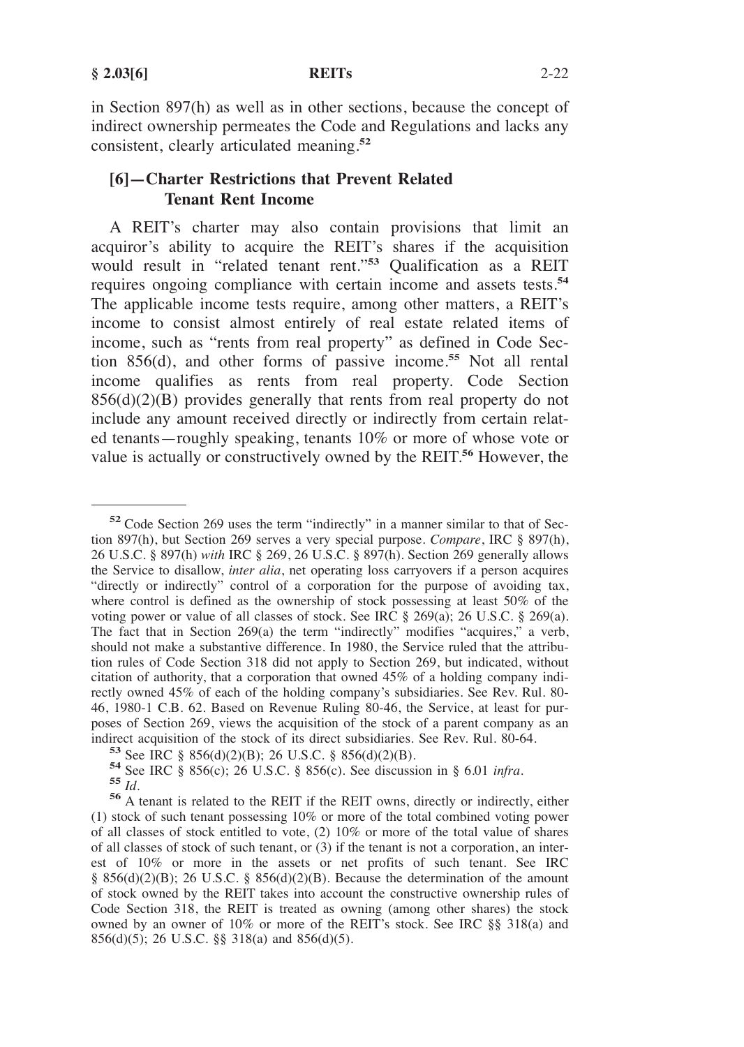in Section 897(h) as well as in other sections, because the concept of indirect ownership permeates the Code and Regulations and lacks any consistent, clearly articulated meaning.[52]

## [6]—Charter Restrictions that Prevent Related Tenant Rent Income

A REIT's charter may also contain provisions that limit an acquiror's ability to acquire the REIT's shares if the acquisition would result in "related tenant rent."[53] Qualification as a REIT requires ongoing compliance with certain income and assets tests.[54] The applicable income tests require, among other matters, a REIT's income to consist almost entirely of real estate related items of income, such as "rents from real property" as defined in Code Section 856(d), and other forms of passive income.[55] Not all rental income qualifies as rents from real property. Code Section 856(d)(2)(B) provides generally that rents from real property do not include any amount received directly or indirectly from certain related tenants—roughly speaking, tenants 10% or more of whose vote or value is actually or constructively owned by the REIT.[56] However, the

---

[52] Code Section 269 uses the term "indirectly" in a manner similar to that of Section 897(h), but Section 269 serves a very special purpose. *Compare*, IRC § 897(h), 26 U.S.C. § 897(h) *with* IRC § 269, 26 U.S.C. § 897(h). Section 269 generally allows the Service to disallow, *inter alia*, net operating loss carryovers if a person acquires "directly or indirectly" control of a corporation for the purpose of avoiding tax, where control is defined as the ownership of stock possessing at least 50% of the voting power or value of all classes of stock. See IRC § 269(a); 26 U.S.C. § 269(a). The fact that in Section 269(a) the term "indirectly" modifies "acquires," a verb, should not make a substantive difference. In 1980, the Service ruled that the attribution rules of Code Section 318 did not apply to Section 269, but indicated, without citation of authority, that a corporation that owned 45% of a holding company indirectly owned 45% of each of the holding company's subsidiaries. See Rev. Rul. 80-46, 1980-1 C.B. 62. Based on Revenue Ruling 80-46, the Service, at least for purposes of Section 269, views the acquisition of the stock of a parent company as an indirect acquisition of the stock of its direct subsidiaries. See Rev. Rul. 80-64.

[53] See IRC § 856(d)(2)(B); 26 U.S.C. § 856(d)(2)(B).

[54] See IRC § 856(c); 26 U.S.C. § 856(c). See discussion in § 6.01 *infra*.

[55] *Id*.

[56] A tenant is related to the REIT if the REIT owns, directly or indirectly, either (1) stock of such tenant possessing 10% or more of the total combined voting power of all classes of stock entitled to vote, (2) 10% or more of the total value of shares of all classes of stock of such tenant, or (3) if the tenant is not a corporation, an interest of 10% or more in the assets or net profits of such tenant. See IRC § 856(d)(2)(B); 26 U.S.C. § 856(d)(2)(B). Because the determination of the amount of stock owned by the REIT takes into account the constructive ownership rules of Code Section 318, the REIT is treated as owning (among other shares) the stock owned by an owner of 10% or more of the REIT's stock. See IRC §§ 318(a) and 856(d)(5); 26 U.S.C. §§ 318(a) and 856(d)(5).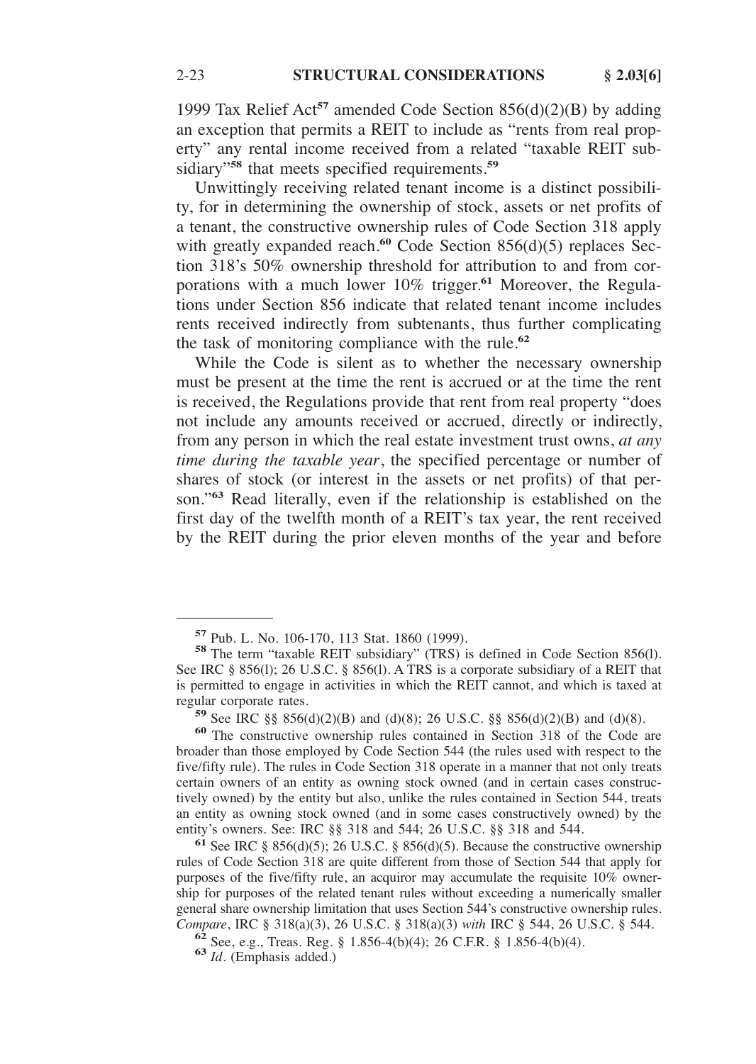1999 Tax Relief Act[57] amended Code Section 856(d)(2)(B) by adding an exception that permits a REIT to include as "rents from real property" any rental income received from a related "taxable REIT subsidiary"[58] that meets specified requirements.[59]

Unwittingly receiving related tenant income is a distinct possibility, for in determining the ownership of stock, assets or net profits of a tenant, the constructive ownership rules of Code Section 318 apply with greatly expanded reach.[60] Code Section 856(d)(5) replaces Section 318's 50% ownership threshold for attribution to and from corporations with a much lower 10% trigger.[61] Moreover, the Regulations under Section 856 indicate that related tenant income includes rents received indirectly from subtenants, thus further complicating the task of monitoring compliance with the rule.[62]

While the Code is silent as to whether the necessary ownership must be present at the time the rent is accrued or at the time the rent is received, the Regulations provide that rent from real property "does not include any amounts received or accrued, directly or indirectly, from any person in which the real estate investment trust owns, *at any time during the taxable year*, the specified percentage or number of shares of stock (or interest in the assets or net profits) of that person."[63] Read literally, even if the relationship is established on the first day of the twelfth month of a REIT's tax year, the rent received by the REIT during the prior eleven months of the year and before

---

[57] Pub. L. No. 106-170, 113 Stat. 1860 (1999).

[58] The term "taxable REIT subsidiary" (TRS) is defined in Code Section 856(l). See IRC § 856(l); 26 U.S.C. § 856(l). A TRS is a corporate subsidiary of a REIT that is permitted to engage in activities in which the REIT cannot, and which is taxed at regular corporate rates.

[59] See IRC §§ 856(d)(2)(B) and (d)(8); 26 U.S.C. §§ 856(d)(2)(B) and (d)(8).

[60] The constructive ownership rules contained in Section 318 of the Code are broader than those employed by Code Section 544 (the rules used with respect to the five/fifty rule). The rules in Code Section 318 operate in a manner that not only treats certain owners of an entity as owning stock owned (and in certain cases constructively owned) by the entity but also, unlike the rules contained in Section 544, treats an entity as owning stock owned (and in some cases constructively owned) by the entity's owners. See: IRC §§ 318 and 544; 26 U.S.C. §§ 318 and 544.

[61] See IRC § 856(d)(5); 26 U.S.C. § 856(d)(5). Because the constructive ownership rules of Code Section 318 are quite different from those of Section 544 that apply for purposes of the five/fifty rule, an acquiror may accumulate the requisite 10% ownership for purposes of the related tenant rules without exceeding a numerically smaller general share ownership limitation that uses Section 544's constructive ownership rules. *Compare*, IRC § 318(a)(3), 26 U.S.C. § 318(a)(3) *with* IRC § 544, 26 U.S.C. § 544.

[62] See, e.g., Treas. Reg. § 1.856-4(b)(4); 26 C.F.R. § 1.856-4(b)(4).

[63] *Id*. (Emphasis added.)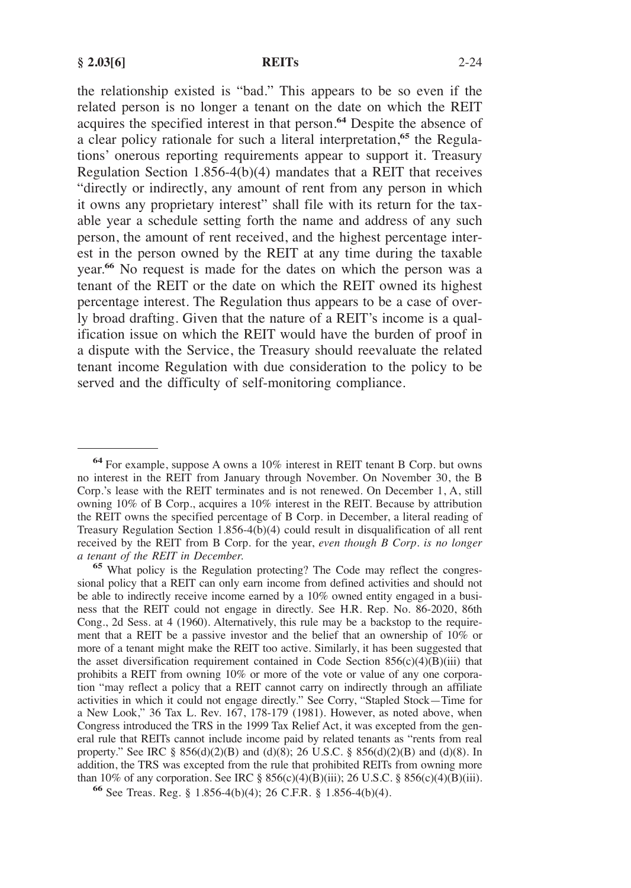the relationship existed is "bad." This appears to be so even if the related person is no longer a tenant on the date on which the REIT acquires the specified interest in that person.[64] Despite the absence of a clear policy rationale for such a literal interpretation,[65] the Regulations' onerous reporting requirements appear to support it. Treasury Regulation Section 1.856-4(b)(4) mandates that a REIT that receives "directly or indirectly, any amount of rent from any person in which it owns any proprietary interest" shall file with its return for the taxable year a schedule setting forth the name and address of any such person, the amount of rent received, and the highest percentage interest in the person owned by the REIT at any time during the taxable year.[66] No request is made for the dates on which the person was a tenant of the REIT or the date on which the REIT owned its highest percentage interest. The Regulation thus appears to be a case of overly broad drafting. Given that the nature of a REIT's income is a qualification issue on which the REIT would have the burden of proof in a dispute with the Service, the Treasury should reevaluate the related tenant income Regulation with due consideration to the policy to be served and the difficulty of self-monitoring compliance.

---

[64] For example, suppose A owns a 10% interest in REIT tenant B Corp. but owns no interest in the REIT from January through November. On November 30, the B Corp.'s lease with the REIT terminates and is not renewed. On December 1, A, still owning 10% of B Corp., acquires a 10% interest in the REIT. Because by attribution the REIT owns the specified percentage of B Corp. in December, a literal reading of Treasury Regulation Section 1.856-4(b)(4) could result in disqualification of all rent received by the REIT from B Corp. for the year, *even though B Corp. is no longer a tenant of the REIT in December.*

[65] What policy is the Regulation protecting? The Code may reflect the congressional policy that a REIT can only earn income from defined activities and should not be able to indirectly receive income earned by a 10% owned entity engaged in a business that the REIT could not engage in directly. See H.R. Rep. No. 86-2020, 86th Cong., 2d Sess. at 4 (1960). Alternatively, this rule may be a backstop to the requirement that a REIT be a passive investor and the belief that an ownership of 10% or more of a tenant might make the REIT too active. Similarly, it has been suggested that the asset diversification requirement contained in Code Section 856(c)(4)(B)(iii) that prohibits a REIT from owning 10% or more of the vote or value of any one corporation "may reflect a policy that a REIT cannot carry on indirectly through an affiliate activities in which it could not engage directly." See Corry, "Stapled Stock—Time for a New Look," 36 Tax L. Rev. 167, 178-179 (1981). However, as noted above, when Congress introduced the TRS in the 1999 Tax Relief Act, it was excepted from the general rule that REITs cannot include income paid by related tenants as "rents from real property." See IRC § 856(d)(2)(B) and (d)(8); 26 U.S.C. § 856(d)(2)(B) and (d)(8). In addition, the TRS was excepted from the rule that prohibited REITs from owning more than 10% of any corporation. See IRC § 856(c)(4)(B)(iii); 26 U.S.C. § 856(c)(4)(B)(iii).

[66] See Treas. Reg. § 1.856-4(b)(4); 26 C.F.R. § 1.856-4(b)(4).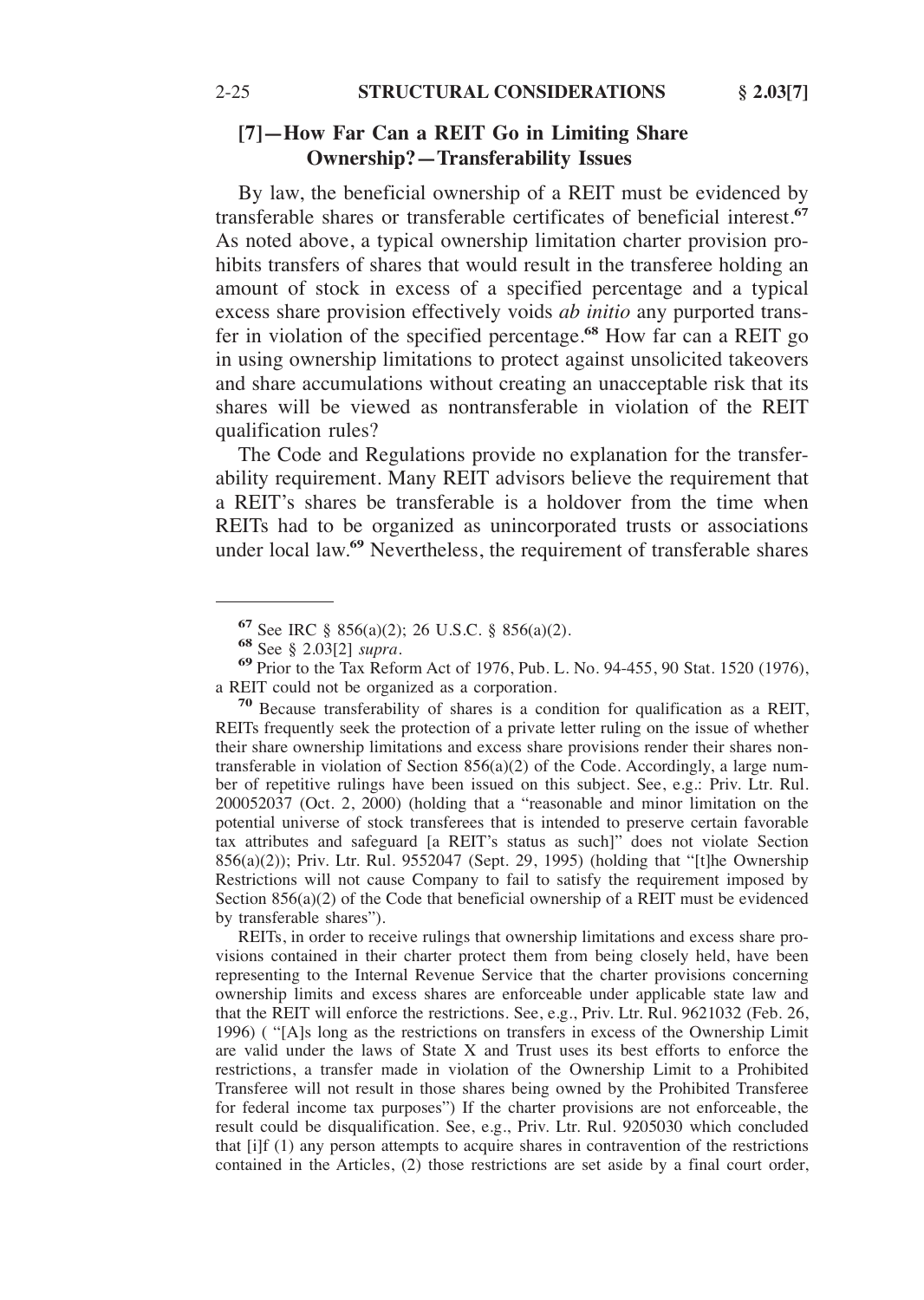### [7]—How Far Can a REIT Go in Limiting Share Ownership?—Transferability Issues

By law, the beneficial ownership of a REIT must be evidenced by transferable shares or transferable certificates of beneficial interest.[67] As noted above, a typical ownership limitation charter provision prohibits transfers of shares that would result in the transferee holding an amount of stock in excess of a specified percentage and a typical excess share provision effectively voids *ab initio* any purported transfer in violation of the specified percentage.[68] How far can a REIT go in using ownership limitations to protect against unsolicited takeovers and share accumulations without creating an unacceptable risk that its shares will be viewed as nontransferable in violation of the REIT qualification rules?

The Code and Regulations provide no explanation for the transferability requirement. Many REIT advisors believe the requirement that a REIT's shares be transferable is a holdover from the time when REITs had to be organized as unincorporated trusts or associations under local law.[69] Nevertheless, the requirement of transferable shares

---

[67] See IRC § 856(a)(2); 26 U.S.C. § 856(a)(2).

[68] See § 2.03[2] *supra*.

[69] Prior to the Tax Reform Act of 1976, Pub. L. No. 94-455, 90 Stat. 1520 (1976), a REIT could not be organized as a corporation.

[70] Because transferability of shares is a condition for qualification as a REIT, REITs frequently seek the protection of a private letter ruling on the issue of whether their share ownership limitations and excess share provisions render their shares nontransferable in violation of Section 856(a)(2) of the Code. Accordingly, a large number of repetitive rulings have been issued on this subject. See, e.g.: Priv. Ltr. Rul. 200052037 (Oct. 2, 2000) (holding that a "reasonable and minor limitation on the potential universe of stock transferees that is intended to preserve certain favorable tax attributes and safeguard [a REIT's status as such]" does not violate Section 856(a)(2)); Priv. Ltr. Rul. 9552047 (Sept. 29, 1995) (holding that "[t]he Ownership Restrictions will not cause Company to fail to satisfy the requirement imposed by Section 856(a)(2) of the Code that beneficial ownership of a REIT must be evidenced by transferable shares").

REITs, in order to receive rulings that ownership limitations and excess share provisions contained in their charter protect them from being closely held, have been representing to the Internal Revenue Service that the charter provisions concerning ownership limits and excess shares are enforceable under applicable state law and that the REIT will enforce the restrictions. See, e.g., Priv. Ltr. Rul. 9621032 (Feb. 26, 1996) ( "[A]s long as the restrictions on transfers in excess of the Ownership Limit are valid under the laws of State X and Trust uses its best efforts to enforce the restrictions, a transfer made in violation of the Ownership Limit to a Prohibited Transferee will not result in those shares being owned by the Prohibited Transferee for federal income tax purposes") If the charter provisions are not enforceable, the result could be disqualification. See, e.g., Priv. Ltr. Rul. 9205030 which concluded that [i]f (1) any person attempts to acquire shares in contravention of the restrictions contained in the Articles, (2) those restrictions are set aside by a final court order,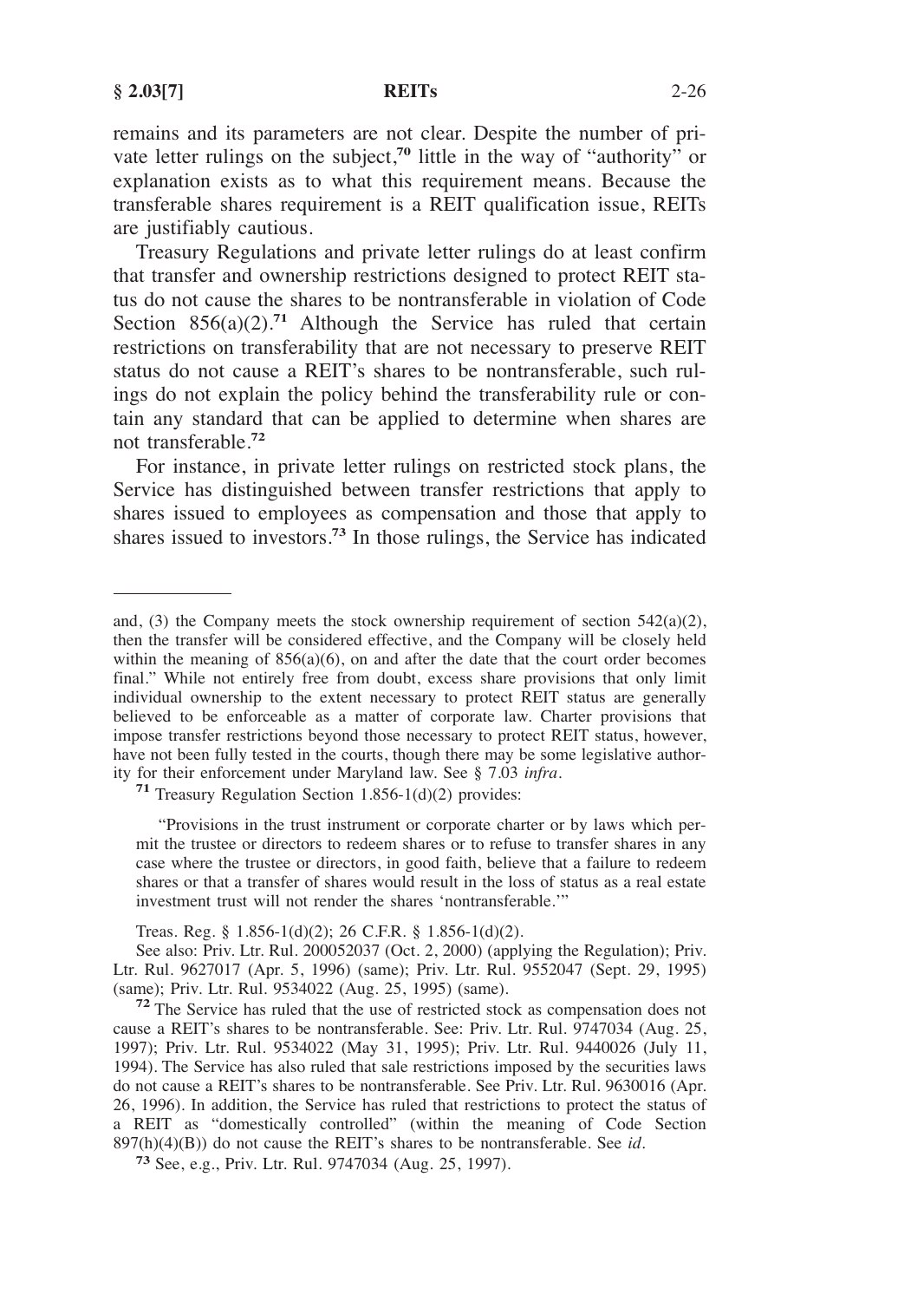remains and its parameters are not clear. Despite the number of private letter rulings on the subject,[70] little in the way of "authority" or explanation exists as to what this requirement means. Because the transferable shares requirement is a REIT qualification issue, REITs are justifiably cautious.

Treasury Regulations and private letter rulings do at least confirm that transfer and ownership restrictions designed to protect REIT status do not cause the shares to be nontransferable in violation of Code Section 856(a)(2).[71] Although the Service has ruled that certain restrictions on transferability that are not necessary to preserve REIT status do not cause a REIT's shares to be nontransferable, such rulings do not explain the policy behind the transferability rule or contain any standard that can be applied to determine when shares are not transferable.[72]

For instance, in private letter rulings on restricted stock plans, the Service has distinguished between transfer restrictions that apply to shares issued to employees as compensation and those that apply to shares issued to investors.[73] In those rulings, the Service has indicated

---

and, (3) the Company meets the stock ownership requirement of section 542(a)(2), then the transfer will be considered effective, and the Company will be closely held within the meaning of 856(a)(6), on and after the date that the court order becomes final." While not entirely free from doubt, excess share provisions that only limit individual ownership to the extent necessary to protect REIT status are generally believed to be enforceable as a matter of corporate law. Charter provisions that impose transfer restrictions beyond those necessary to protect REIT status, however, have not been fully tested in the courts, though there may be some legislative authority for their enforcement under Maryland law. See § 7.03 *infra*.

[71] Treasury Regulation Section 1.856-1(d)(2) provides:

> "Provisions in the trust instrument or corporate charter or by laws which permit the trustee or directors to redeem shares or to refuse to transfer shares in any case where the trustee or directors, in good faith, believe that a failure to redeem shares or that a transfer of shares would result in the loss of status as a real estate investment trust will not render the shares 'nontransferable.'"

Treas. Reg. § 1.856-1(d)(2); 26 C.F.R. § 1.856-1(d)(2).

See also: Priv. Ltr. Rul. 200052037 (Oct. 2, 2000) (applying the Regulation); Priv. Ltr. Rul. 9627017 (Apr. 5, 1996) (same); Priv. Ltr. Rul. 9552047 (Sept. 29, 1995) (same); Priv. Ltr. Rul. 9534022 (Aug. 25, 1995) (same).

[72] The Service has ruled that the use of restricted stock as compensation does not cause a REIT's shares to be nontransferable. See: Priv. Ltr. Rul. 9747034 (Aug. 25, 1997); Priv. Ltr. Rul. 9534022 (May 31, 1995); Priv. Ltr. Rul. 9440026 (July 11, 1994). The Service has also ruled that sale restrictions imposed by the securities laws do not cause a REIT's shares to be nontransferable. See Priv. Ltr. Rul. 9630016 (Apr. 26, 1996). In addition, the Service has ruled that restrictions to protect the status of a REIT as "domestically controlled" (within the meaning of Code Section 897(h)(4)(B)) do not cause the REIT's shares to be nontransferable. See *id.*

[73] See, e.g., Priv. Ltr. Rul. 9747034 (Aug. 25, 1997).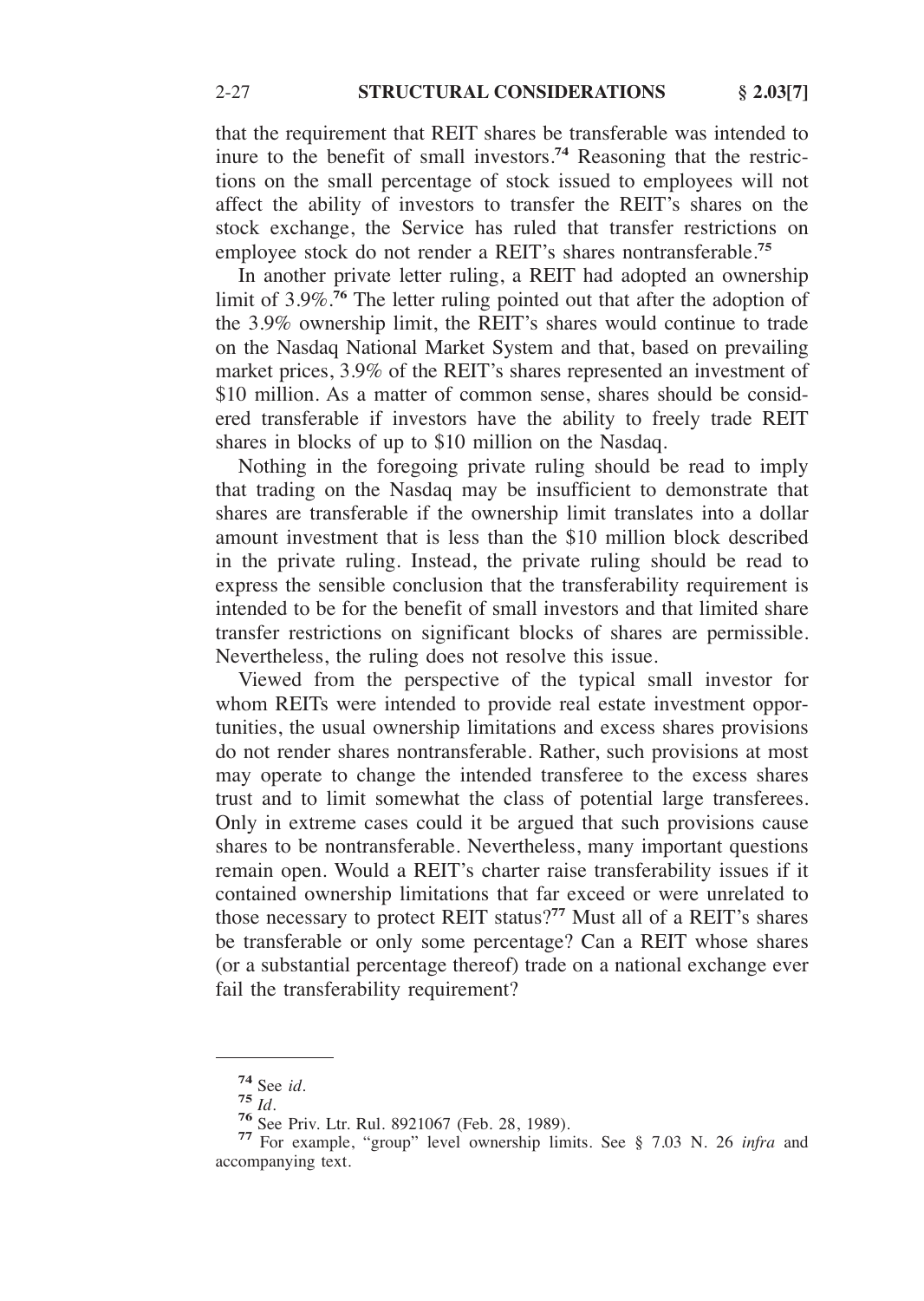that the requirement that REIT shares be transferable was intended to inure to the benefit of small investors.[74] Reasoning that the restrictions on the small percentage of stock issued to employees will not affect the ability of investors to transfer the REIT's shares on the stock exchange, the Service has ruled that transfer restrictions on employee stock do not render a REIT's shares nontransferable.[75]

In another private letter ruling, a REIT had adopted an ownership limit of 3.9%.[76] The letter ruling pointed out that after the adoption of the 3.9% ownership limit, the REIT's shares would continue to trade on the Nasdaq National Market System and that, based on prevailing market prices, 3.9% of the REIT's shares represented an investment of $10 million. As a matter of common sense, shares should be considered transferable if investors have the ability to freely trade REIT shares in blocks of up to $10 million on the Nasdaq.

Nothing in the foregoing private ruling should be read to imply that trading on the Nasdaq may be insufficient to demonstrate that shares are transferable if the ownership limit translates into a dollar amount investment that is less than the $10 million block described in the private ruling. Instead, the private ruling should be read to express the sensible conclusion that the transferability requirement is intended to be for the benefit of small investors and that limited share transfer restrictions on significant blocks of shares are permissible. Nevertheless, the ruling does not resolve this issue.

Viewed from the perspective of the typical small investor for whom REITs were intended to provide real estate investment opportunities, the usual ownership limitations and excess shares provisions do not render shares nontransferable. Rather, such provisions at most may operate to change the intended transferee to the excess shares trust and to limit somewhat the class of potential large transferees. Only in extreme cases could it be argued that such provisions cause shares to be nontransferable. Nevertheless, many important questions remain open. Would a REIT's charter raise transferability issues if it contained ownership limitations that far exceed or were unrelated to those necessary to protect REIT status?[77] Must all of a REIT's shares be transferable or only some percentage? Can a REIT whose shares (or a substantial percentage thereof) trade on a national exchange ever fail the transferability requirement?

---

[74] See *id*.

[75] *Id*.

[76] See Priv. Ltr. Rul. 8921067 (Feb. 28, 1989).

[77] For example, "group" level ownership limits. See § 7.03 N. 26 *infra* and accompanying text.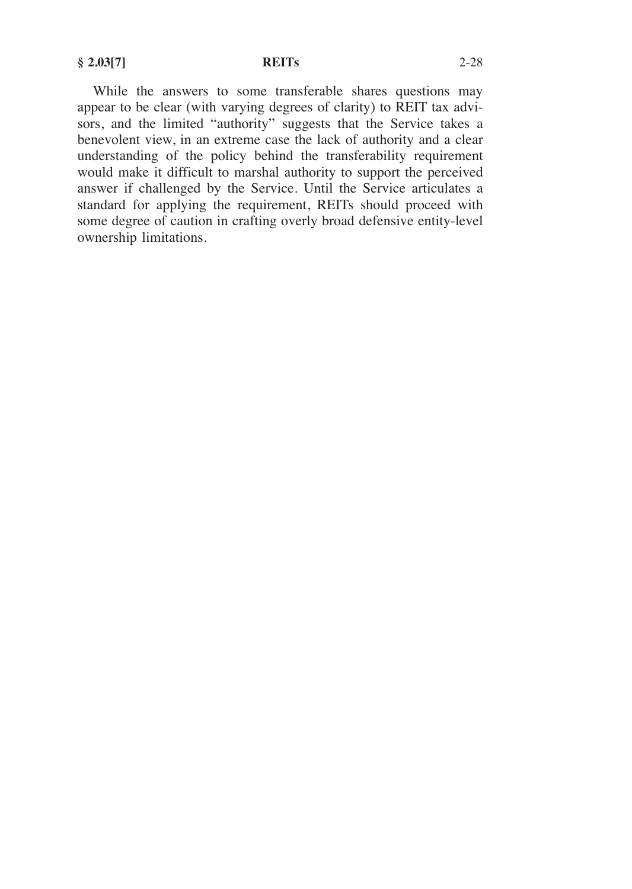While the answers to some transferable shares questions may appear to be clear (with varying degrees of clarity) to REIT tax advisors, and the limited "authority" suggests that the Service takes a benevolent view, in an extreme case the lack of authority and a clear understanding of the policy behind the transferability requirement would make it difficult to marshal authority to support the perceived answer if challenged by the Service. Until the Service articulates a standard for applying the requirement, REITs should proceed with some degree of caution in crafting overly broad defensive entity-level ownership limitations.